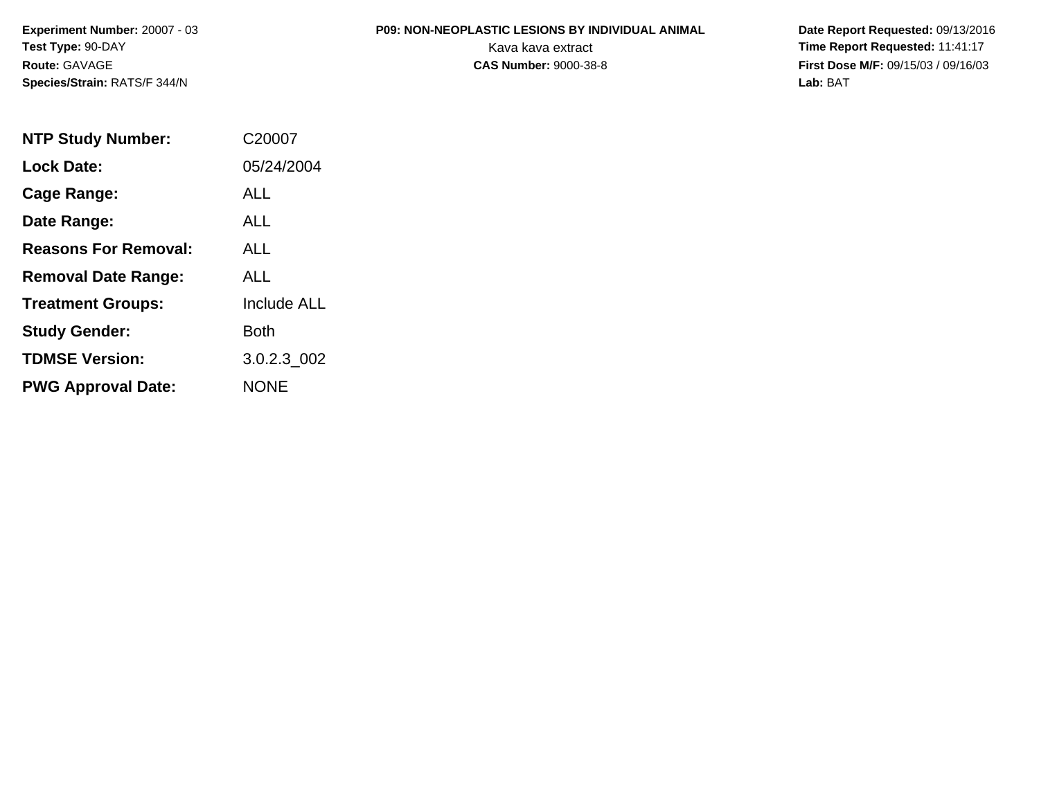**Experiment Number:** 20007 - 03
**Test Type:** 90-DAY
**Route:** GAVAGE
**Species/Strain:** RATS/F 344/N

**P09: NON-NEOPLASTIC LESIONS BY INDIVIDUAL ANIMAL**
Kava kava extract
**CAS Number:** 9000-38-8

**Date Report Requested:** 09/13/2016
**Time Report Requested:** 11:41:17
**First Dose M/F:** 09/15/03 / 09/16/03
**Lab:** BAT

| | |
|---|---|
| **NTP Study Number:** | C20007 |
| **Lock Date:** | 05/24/2004 |
| **Cage Range:** | ALL |
| **Date Range:** | ALL |
| **Reasons For Removal:** | ALL |
| **Removal Date Range:** | ALL |
| **Treatment Groups:** | Include ALL |
| **Study Gender:** | Both |
| **TDMSE Version:** | 3.0.2.3_002 |
| **PWG Approval Date:** | NONE |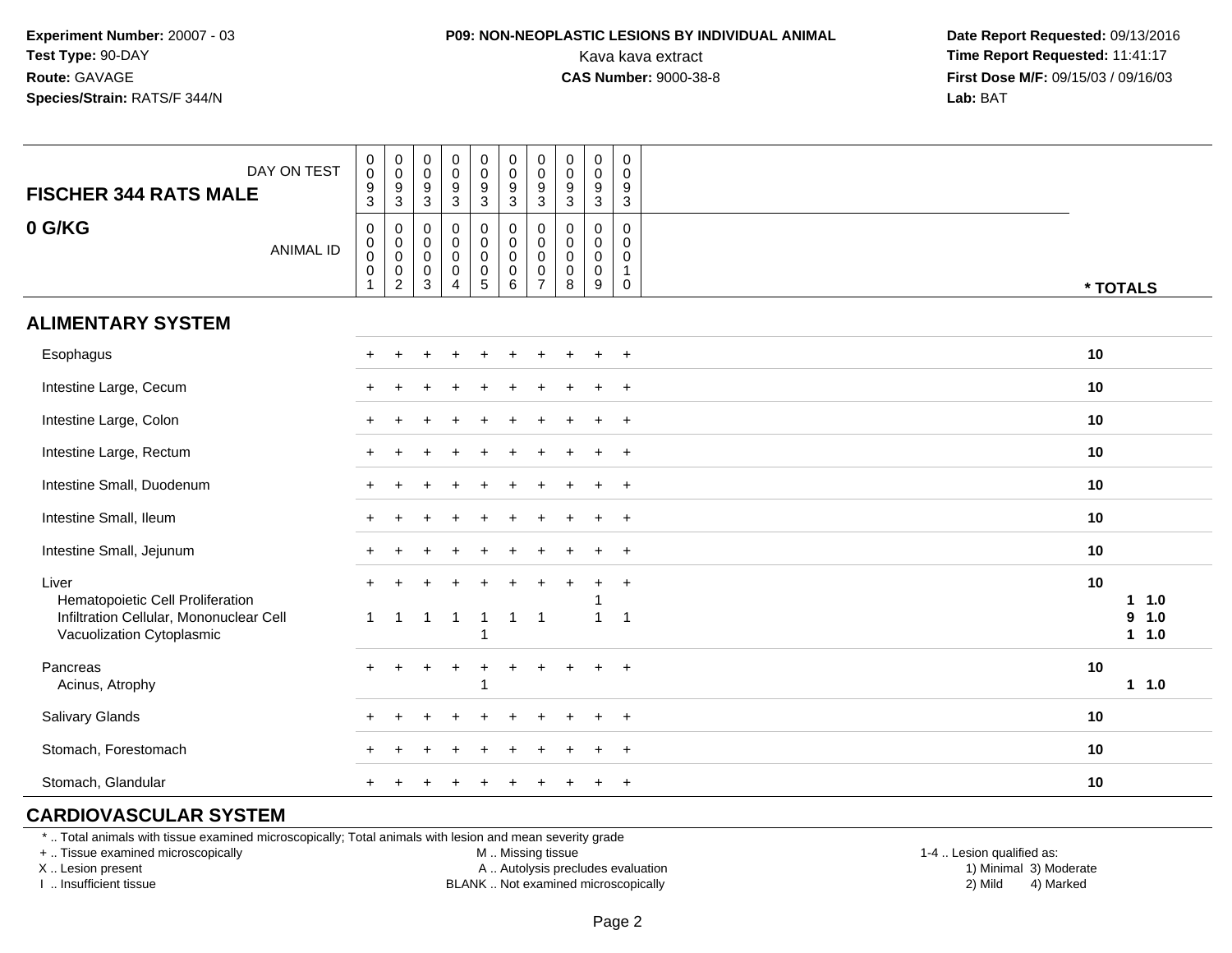**Experiment Number:** 20007 - 03
**Test Type:** 90-DAY
**Route:** GAVAGE
**Species/Strain:** RATS/F 344/N

**P09: NON-NEOPLASTIC LESIONS BY INDIVIDUAL ANIMAL**
Kava kava extract
**CAS Number:** 9000-38-8

**Date Report Requested:** 09/13/2016
**Time Report Requested:** 11:41:17
**First Dose M/F:** 09/15/03 / 09/16/03
**Lab:** BAT

| FISCHER 344 RATS MALE — DAY ON TEST | 0093 | 0093 | 0093 | 0093 | 0093 | 0093 | 0093 | 0093 | 0093 | 0093 | |
|---|---|---|---|---|---|---|---|---|---|---|---|
| **0 G/KG** — ANIMAL ID | 00001 | 00002 | 00003 | 00004 | 00005 | 00006 | 00007 | 00008 | 00009 | 00010 | *** TOTALS** |
| **ALIMENTARY SYSTEM** | | | | | | | | | | | |
| Esophagus | + | + | + | + | + | + | + | + | + | + | 10 |
| Intestine Large, Cecum | + | + | + | + | + | + | + | + | + | + | 10 |
| Intestine Large, Colon | + | + | + | + | + | + | + | + | + | + | 10 |
| Intestine Large, Rectum | + | + | + | + | + | + | + | + | + | + | 10 |
| Intestine Small, Duodenum | + | + | + | + | + | + | + | + | + | + | 10 |
| Intestine Small, Ileum | + | + | + | + | + | + | + | + | + | + | 10 |
| Intestine Small, Jejunum | + | + | + | + | + | + | + | + | + | + | 10 |
| Liver | + | + | + | + | + | + | + | + | + | + | 10 |
| Hematopoietic Cell Proliferation | | | | | | | | | 1 | | 1 1.0 |
| Infiltration Cellular, Mononuclear Cell | 1 | 1 | 1 | 1 | 1 | 1 | 1 | | 1 | 1 | 9 1.0 |
| Vacuolization Cytoplasmic | | | | | 1 | | | | | | 1 1.0 |
| Pancreas | + | + | + | + | + | + | + | + | + | + | 10 |
| Acinus, Atrophy | | | | | 1 | | | | | | 1 1.0 |
| Salivary Glands | + | + | + | + | + | + | + | + | + | + | 10 |
| Stomach, Forestomach | + | + | + | + | + | + | + | + | + | + | 10 |
| Stomach, Glandular | + | + | + | + | + | + | + | + | + | + | 10 |

**CARDIOVASCULAR SYSTEM**

* .. Total animals with tissue examined microscopically; Total animals with lesion and mean severity grade
+ .. Tissue examined microscopically
X .. Lesion present
I .. Insufficient tissue

M .. Missing tissue
A .. Autolysis precludes evaluation
BLANK .. Not examined microscopically

1-4 .. Lesion qualified as:
1) Minimal 3) Moderate
2) Mild 4) Marked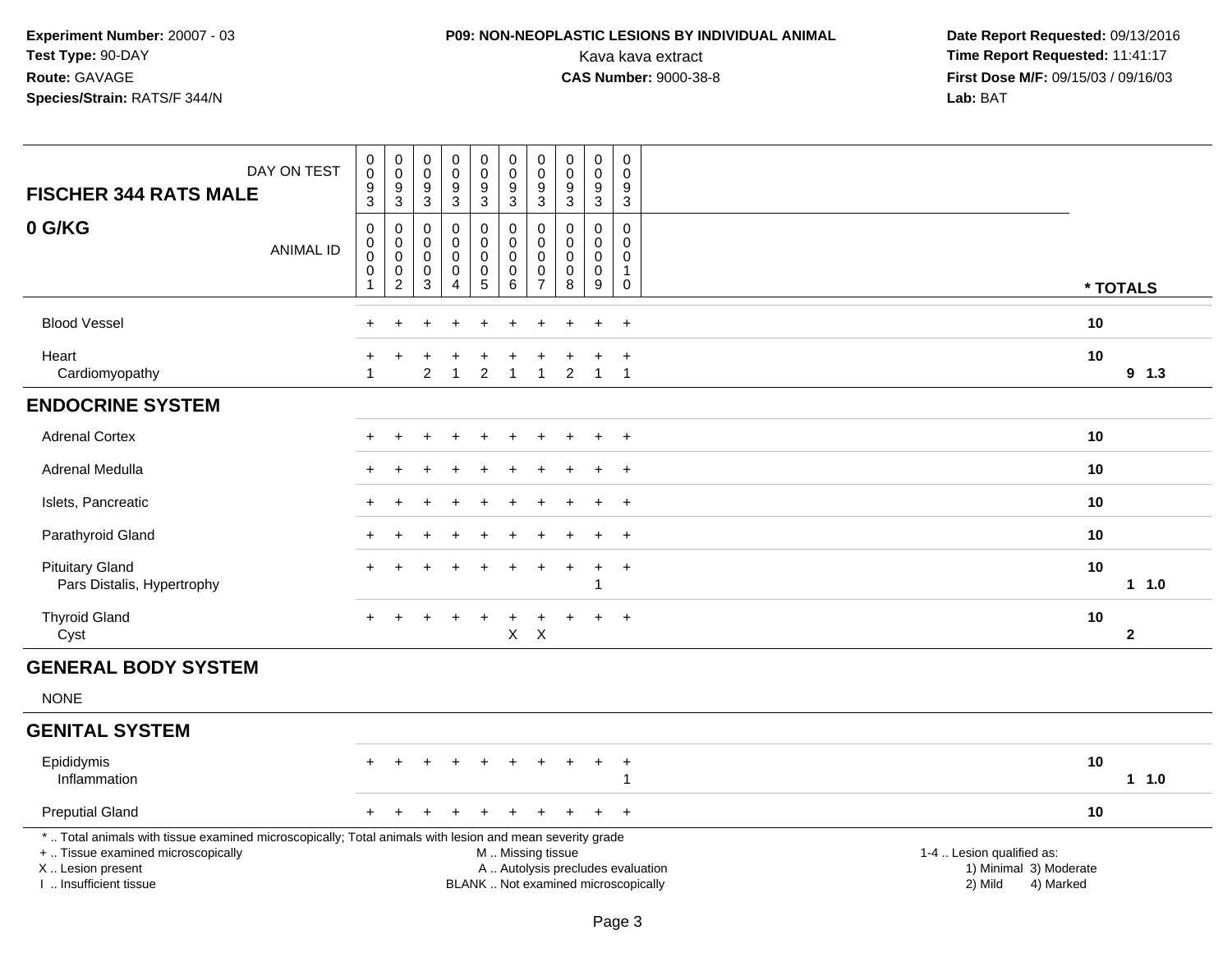**Experiment Number:** 20007 - 03
**Test Type:** 90-DAY
**Route:** GAVAGE
**Species/Strain:** RATS/F 344/N

**P09: NON-NEOPLASTIC LESIONS BY INDIVIDUAL ANIMAL**
Kava kava extract
**CAS Number:** 9000-38-8

**Date Report Requested:** 09/13/2016
**Time Report Requested:** 11:41:17
**First Dose M/F:** 09/15/03 / 09/16/03
**Lab:** BAT

| FISCHER 344 RATS MALE — DAY ON TEST | 0093 | 0093 | 0093 | 0093 | 0093 | 0093 | 0093 | 0093 | 0093 | 0093 | |
|---|---|---|---|---|---|---|---|---|---|---|---|
| **0 G/KG** — ANIMAL ID | 00001 | 00002 | 00003 | 00004 | 00005 | 00006 | 00007 | 00008 | 00009 | 00010 | * TOTALS |
| Blood Vessel | + | + | + | + | + | + | + | + | + | + | 10 |
| Heart | + | + | + | + | + | + | + | + | + | + | 10 |
| Cardiomyopathy | 1 | | 2 | 1 | 2 | 1 | 1 | 2 | 1 | 1 | 9 1.3 |
| **ENDOCRINE SYSTEM** | | | | | | | | | | | |
| Adrenal Cortex | + | + | + | + | + | + | + | + | + | + | 10 |
| Adrenal Medulla | + | + | + | + | + | + | + | + | + | + | 10 |
| Islets, Pancreatic | + | + | + | + | + | + | + | + | + | + | 10 |
| Parathyroid Gland | + | + | + | + | + | + | + | + | + | + | 10 |
| Pituitary Gland | + | + | + | + | + | + | + | + | + | + | 10 |
| Pars Distalis, Hypertrophy | | | | | | | | | 1 | | 1 1.0 |
| Thyroid Gland | + | + | + | + | + | + | + | + | + | + | 10 |
| Cyst | | | | | | X | X | | | | 2 |
| **GENERAL BODY SYSTEM** | | | | | | | | | | | |
| NONE | | | | | | | | | | | |
| **GENITAL SYSTEM** | | | | | | | | | | | |
| Epididymis | + | + | + | + | + | + | + | + | + | + | 10 |
| Inflammation | | | | | | | | | | 1 | 1 1.0 |
| Preputial Gland | + | + | + | + | + | + | + | + | + | + | 10 |

* .. Total animals with tissue examined microscopically; Total animals with lesion and mean severity grade
+ .. Tissue examined microscopically
X .. Lesion present
I .. Insufficient tissue

M .. Missing tissue
A .. Autolysis precludes evaluation
BLANK .. Not examined microscopically

1-4 .. Lesion qualified as:
1) Minimal 3) Moderate
2) Mild 4) Marked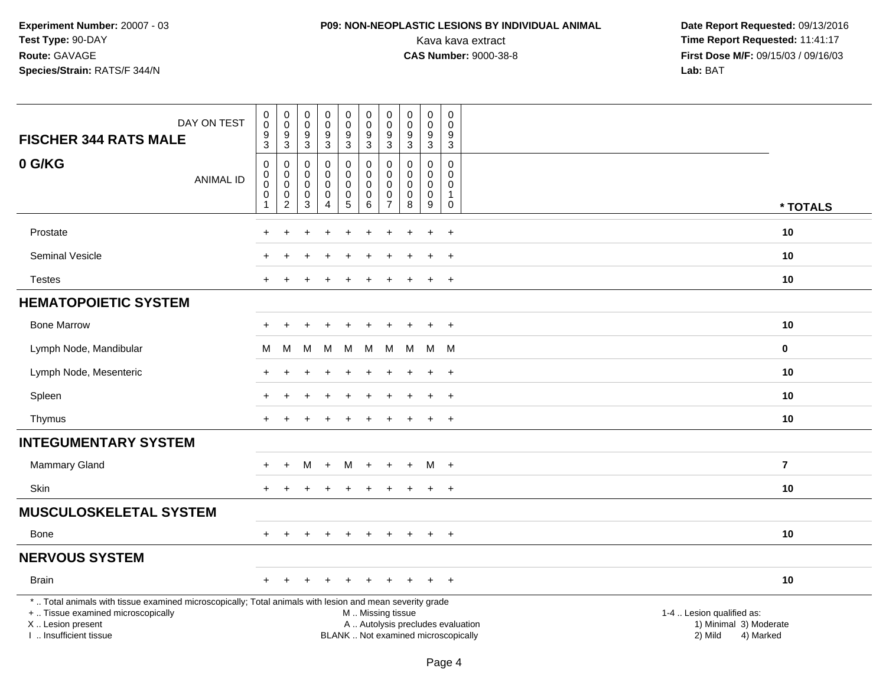**Experiment Number:** 20007 - 03
**Test Type:** 90-DAY
**Route:** GAVAGE
**Species/Strain:** RATS/F 344/N

**P09: NON-NEOPLASTIC LESIONS BY INDIVIDUAL ANIMAL**
Kava kava extract
**CAS Number:** 9000-38-8

**Date Report Requested:** 09/13/2016
**Time Report Requested:** 11:41:17
**First Dose M/F:** 09/15/03 / 09/16/03
**Lab:** BAT

| FISCHER 344 RATS MALE — DAY ON TEST | 0093 | 0093 | 0093 | 0093 | 0093 | 0093 | 0093 | 0093 | 0093 | 0093 | |
|---|---|---|---|---|---|---|---|---|---|---|---|
| **0 G/KG** — ANIMAL ID | 00001 | 00002 | 00003 | 00004 | 00005 | 00006 | 00007 | 00008 | 00009 | 00010 | * TOTALS |
| Prostate | + | + | + | + | + | + | + | + | + | + | 10 |
| Seminal Vesicle | + | + | + | + | + | + | + | + | + | + | 10 |
| Testes | + | + | + | + | + | + | + | + | + | + | 10 |
| **HEMATOPOIETIC SYSTEM** | | | | | | | | | | | |
| Bone Marrow | + | + | + | + | + | + | + | + | + | + | 10 |
| Lymph Node, Mandibular | M | M | M | M | M | M | M | M | M | M | 0 |
| Lymph Node, Mesenteric | + | + | + | + | + | + | + | + | + | + | 10 |
| Spleen | + | + | + | + | + | + | + | + | + | + | 10 |
| Thymus | + | + | + | + | + | + | + | + | + | + | 10 |
| **INTEGUMENTARY SYSTEM** | | | | | | | | | | | |
| Mammary Gland | + | + | M | + | M | + | + | + | M | + | 7 |
| Skin | + | + | + | + | + | + | + | + | + | + | 10 |
| **MUSCULOSKELETAL SYSTEM** | | | | | | | | | | | |
| Bone | + | + | + | + | + | + | + | + | + | + | 10 |
| **NERVOUS SYSTEM** | | | | | | | | | | | |
| Brain | + | + | + | + | + | + | + | + | + | + | 10 |

* .. Total animals with tissue examined microscopically; Total animals with lesion and mean severity grade
+ .. Tissue examined microscopically
X .. Lesion present
I .. Insufficient tissue

M .. Missing tissue
A .. Autolysis precludes evaluation
BLANK .. Not examined microscopically

1-4 .. Lesion qualified as:
1) Minimal 3) Moderate
2) Mild 4) Marked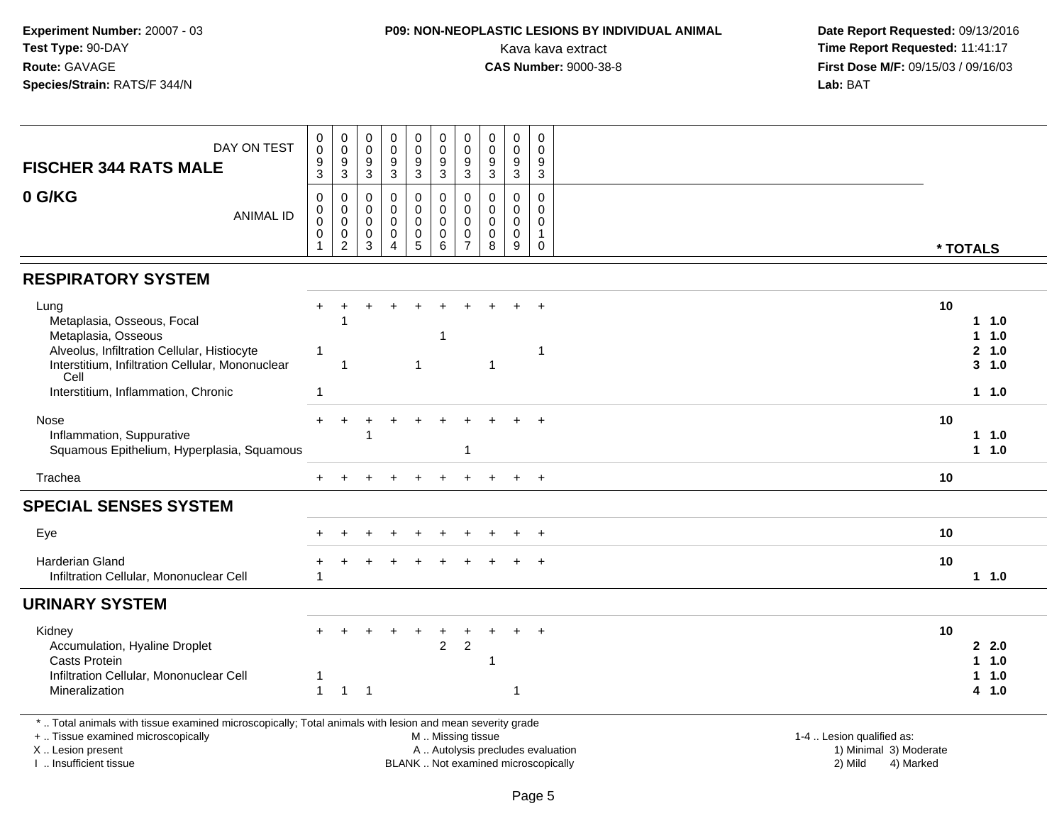**Experiment Number:** 20007 - 03
**Test Type:** 90-DAY
**Route:** GAVAGE
**Species/Strain:** RATS/F 344/N

**P09: NON-NEOPLASTIC LESIONS BY INDIVIDUAL ANIMAL**
Kava kava extract
**CAS Number:** 9000-38-8

**Date Report Requested:** 09/13/2016
**Time Report Requested:** 11:41:17
**First Dose M/F:** 09/15/03 / 09/16/03
**Lab:** BAT

| FISCHER 344 RATS MALE — DAY ON TEST | 0093 | 0093 | 0093 | 0093 | 0093 | 0093 | 0093 | 0093 | 0093 | 0093 | |
|---|---|---|---|---|---|---|---|---|---|---|---|
| **0 G/KG** — ANIMAL ID | 00001 | 00002 | 00003 | 00004 | 00005 | 00006 | 00007 | 00008 | 00009 | 00010 | *** TOTALS** |
| **RESPIRATORY SYSTEM** | | | | | | | | | | | |
| Lung | + | + | + | + | + | + | + | + | + | + | **10** |
| Metaplasia, Osseous, Focal | | 1 | | | | | | | | | **1 1.0** |
| Metaplasia, Osseous | | | | | | 1 | | | | | **1 1.0** |
| Alveolus, Infiltration Cellular, Histiocyte | 1 | | | | | | | | | 1 | **2 1.0** |
| Interstitium, Infiltration Cellular, Mononuclear Cell | | 1 | | | 1 | | | 1 | | | **3 1.0** |
| Interstitium, Inflammation, Chronic | 1 | | | | | | | | | | **1 1.0** |
| Nose | + | + | + | + | + | + | + | + | + | + | **10** |
| Inflammation, Suppurative | | | 1 | | | | | | | | **1 1.0** |
| Squamous Epithelium, Hyperplasia, Squamous | | | | | | | 1 | | | | **1 1.0** |
| Trachea | + | + | + | + | + | + | + | + | + | + | **10** |
| **SPECIAL SENSES SYSTEM** | | | | | | | | | | | |
| Eye | + | + | + | + | + | + | + | + | + | + | **10** |
| Harderian Gland | + | + | + | + | + | + | + | + | + | + | **10** |
| Infiltration Cellular, Mononuclear Cell | 1 | | | | | | | | | | **1 1.0** |
| **URINARY SYSTEM** | | | | | | | | | | | |
| Kidney | + | + | + | + | + | + | + | + | + | + | **10** |
| Accumulation, Hyaline Droplet | | | | | | 2 | 2 | | | | **2 2.0** |
| Casts Protein | | | | | | | | 1 | | | **1 1.0** |
| Infiltration Cellular, Mononuclear Cell | 1 | | | | | | | | | | **1 1.0** |
| Mineralization | 1 | 1 | 1 | | | | | | 1 | | **4 1.0** |

\* .. Total animals with tissue examined microscopically; Total animals with lesion and mean severity grade
\+ .. Tissue examined microscopically
X .. Lesion present
I .. Insufficient tissue

M .. Missing tissue
A .. Autolysis precludes evaluation
BLANK .. Not examined microscopically

1-4 .. Lesion qualified as:
1) Minimal 3) Moderate
2) Mild 4) Marked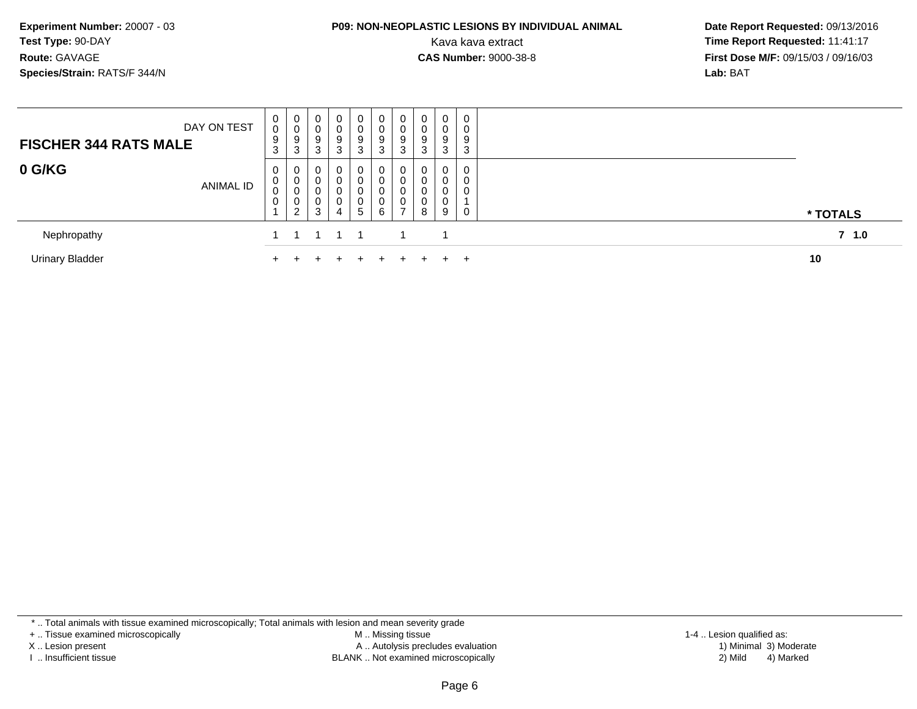**Experiment Number:** 20007 - 03
**Test Type:** 90-DAY
**Route:** GAVAGE
**Species/Strain:** RATS/F 344/N

**P09: NON-NEOPLASTIC LESIONS BY INDIVIDUAL ANIMAL**
Kava kava extract
**CAS Number:** 9000-38-8

**Date Report Requested:** 09/13/2016
**Time Report Requested:** 11:41:17
**First Dose M/F:** 09/15/03 / 09/16/03
**Lab:** BAT

| **FISCHER 344 RATS MALE** DAY ON TEST | 0093 | 0093 | 0093 | 0093 | 0093 | 0093 | 0093 | 0093 | 0093 | 0093 | |
|---|---|---|---|---|---|---|---|---|---|---|---|
| **0 G/KG** ANIMAL ID | 00001 | 00002 | 00003 | 00004 | 00005 | 00006 | 00007 | 00008 | 00009 | 00010 | *** TOTALS** |
| Nephropathy | 1 | 1 | 1 | 1 | 1 | | 1 | | 1 | | **7 1.0** |
| Urinary Bladder | + | + | + | + | + | + | + | + | + | + | **10** |

* .. Total animals with tissue examined microscopically; Total animals with lesion and mean severity grade
+ .. Tissue examined microscopically
X .. Lesion present
I .. Insufficient tissue

M .. Missing tissue
A .. Autolysis precludes evaluation
BLANK .. Not examined microscopically

1-4 .. Lesion qualified as:
1) Minimal 3) Moderate
2) Mild 4) Marked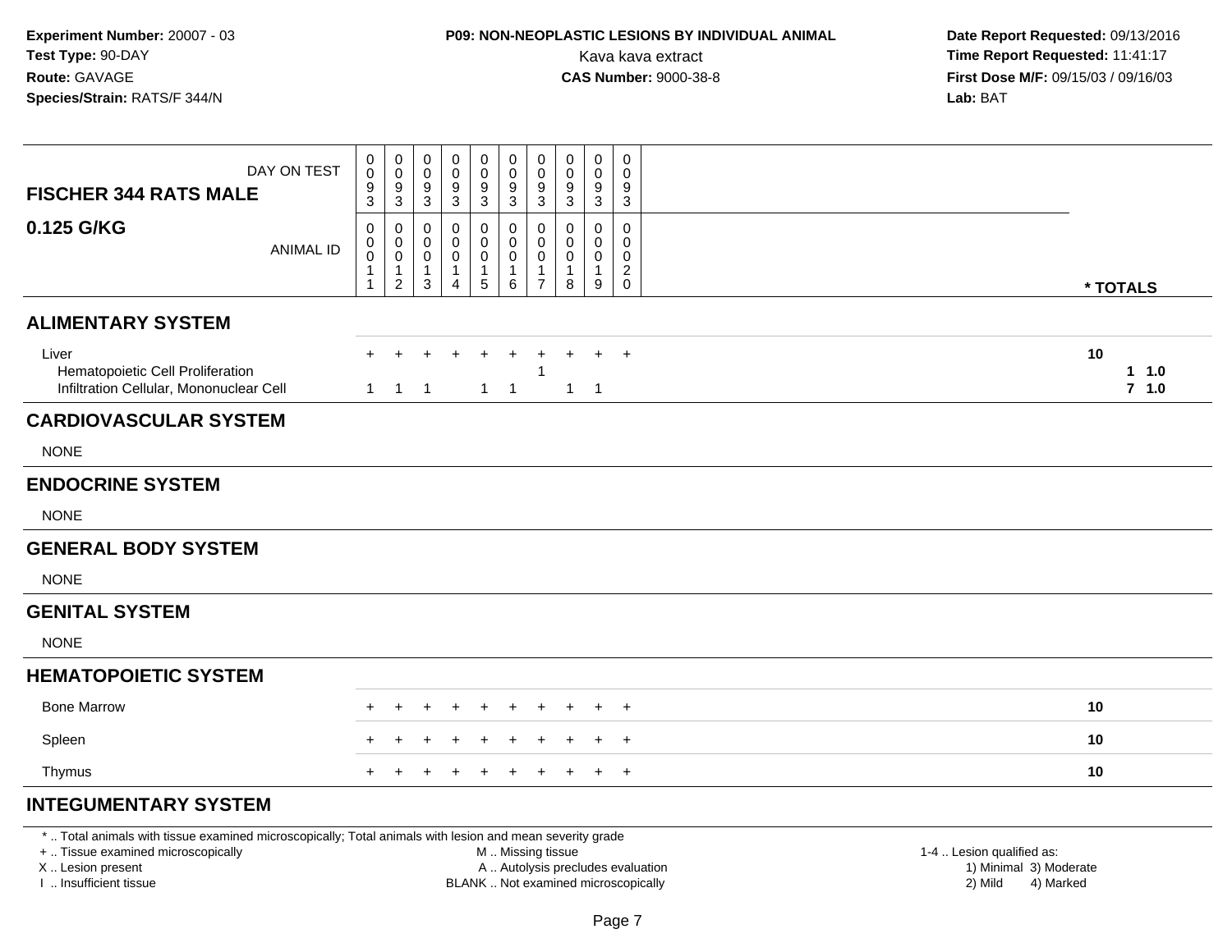**Experiment Number:** 20007 - 03
**Test Type:** 90-DAY
**Route:** GAVAGE
**Species/Strain:** RATS/F 344/N

**P09: NON-NEOPLASTIC LESIONS BY INDIVIDUAL ANIMAL**
Kava kava extract
**CAS Number:** 9000-38-8

**Date Report Requested:** 09/13/2016
**Time Report Requested:** 11:41:17
**First Dose M/F:** 09/15/03 / 09/16/03
**Lab:** BAT

| FISCHER 344 RATS MALE — DAY ON TEST | 0093 | 0093 | 0093 | 0093 | 0093 | 0093 | 0093 | 0093 | 0093 | 0093 | |
|---|---|---|---|---|---|---|---|---|---|---|---|
| **0.125 G/KG** — ANIMAL ID | 00011 | 00012 | 00013 | 00014 | 00015 | 00016 | 00017 | 00018 | 00019 | 00020 | * TOTALS |
| **ALIMENTARY SYSTEM** | | | | | | | | | | | |
| Liver | + | + | + | + | + | + | + | + | + | + | 10 |
| Hematopoietic Cell Proliferation | | | | | | | 1 | | | | 1 1.0 |
| Infiltration Cellular, Mononuclear Cell | 1 | 1 | 1 | | 1 | 1 | | 1 | 1 | | 7 1.0 |
| **CARDIOVASCULAR SYSTEM** | | | | | | | | | | | |
| NONE | | | | | | | | | | | |
| **ENDOCRINE SYSTEM** | | | | | | | | | | | |
| NONE | | | | | | | | | | | |
| **GENERAL BODY SYSTEM** | | | | | | | | | | | |
| NONE | | | | | | | | | | | |
| **GENITAL SYSTEM** | | | | | | | | | | | |
| NONE | | | | | | | | | | | |
| **HEMATOPOIETIC SYSTEM** | | | | | | | | | | | |
| Bone Marrow | + | + | + | + | + | + | + | + | + | + | 10 |
| Spleen | + | + | + | + | + | + | + | + | + | + | 10 |
| Thymus | + | + | + | + | + | + | + | + | + | + | 10 |
| **INTEGUMENTARY SYSTEM** | | | | | | | | | | | |

* .. Total animals with tissue examined microscopically; Total animals with lesion and mean severity grade
+ .. Tissue examined microscopically
X .. Lesion present
I .. Insufficient tissue
M .. Missing tissue
A .. Autolysis precludes evaluation
BLANK .. Not examined microscopically
1-4 .. Lesion qualified as:
1) Minimal 3) Moderate
2) Mild 4) Marked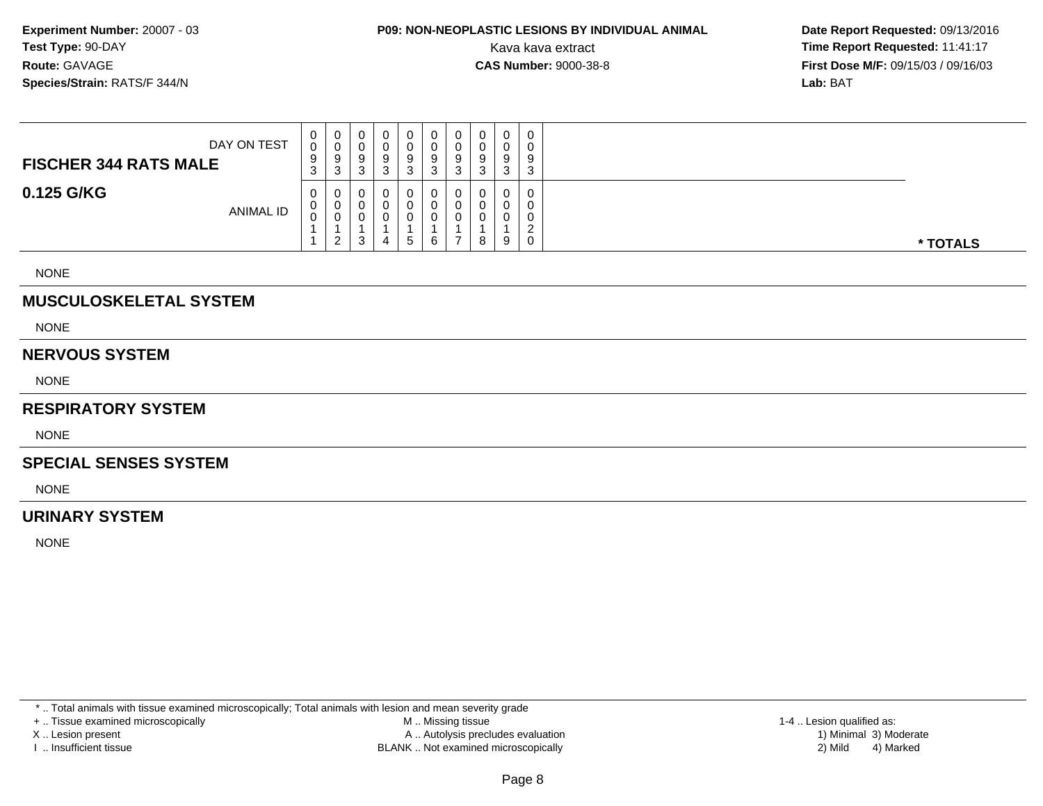**Experiment Number:** 20007 - 03
**Test Type:** 90-DAY
**Route:** GAVAGE
**Species/Strain:** RATS/F 344/N

**P09: NON-NEOPLASTIC LESIONS BY INDIVIDUAL ANIMAL**
Kava kava extract
**CAS Number:** 9000-38-8

**Date Report Requested:** 09/13/2016
**Time Report Requested:** 11:41:17
**First Dose M/F:** 09/15/03 / 09/16/03
**Lab:** BAT

| FISCHER 344 RATS MALE — DAY ON TEST | 0093 | 0093 | 0093 | 0093 | 0093 | 0093 | 0093 | 0093 | 0093 | 0093 | |
|---|---|---|---|---|---|---|---|---|---|---|---|
| **0.125 G/KG** — ANIMAL ID | 00011 | 00012 | 00013 | 00014 | 00015 | 00016 | 00017 | 00018 | 00019 | 00020 | * TOTALS |

NONE

## MUSCULOSKELETAL SYSTEM

NONE

## NERVOUS SYSTEM

NONE

## RESPIRATORY SYSTEM

NONE

## SPECIAL SENSES SYSTEM

NONE

## URINARY SYSTEM

NONE

* .. Total animals with tissue examined microscopically; Total animals with lesion and mean severity grade
+ .. Tissue examined microscopically
X .. Lesion present
I .. Insufficient tissue
M .. Missing tissue
A .. Autolysis precludes evaluation
BLANK .. Not examined microscopically
1-4 .. Lesion qualified as:
1) Minimal 3) Moderate
2) Mild 4) Marked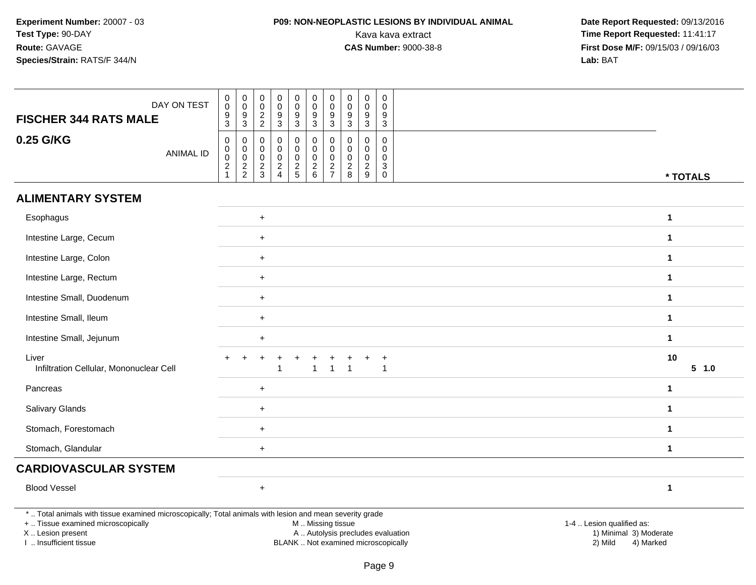**Experiment Number:** 20007 - 03
**Test Type:** 90-DAY
**Route:** GAVAGE
**Species/Strain:** RATS/F 344/N

**P09: NON-NEOPLASTIC LESIONS BY INDIVIDUAL ANIMAL**
Kava kava extract
**CAS Number:** 9000-38-8

**Date Report Requested:** 09/13/2016
**Time Report Requested:** 11:41:17
**First Dose M/F:** 09/15/03 / 09/16/03
**Lab:** BAT

| FISCHER 344 RATS MALE — DAY ON TEST | 0093 | 0093 | 0022 | 0093 | 0093 | 0093 | 0093 | 0093 | 0093 | 0093 | |
|---|---|---|---|---|---|---|---|---|---|---|---|
| **0.25 G/KG** — ANIMAL ID | 00021 | 00022 | 00023 | 00024 | 00025 | 00026 | 00027 | 00028 | 00029 | 00030 | *** TOTALS** |
| **ALIMENTARY SYSTEM** | | | | | | | | | | | |
| Esophagus | | | + | | | | | | | | **1** |
| Intestine Large, Cecum | | | + | | | | | | | | **1** |
| Intestine Large, Colon | | | + | | | | | | | | **1** |
| Intestine Large, Rectum | | | + | | | | | | | | **1** |
| Intestine Small, Duodenum | | | + | | | | | | | | **1** |
| Intestine Small, Ileum | | | + | | | | | | | | **1** |
| Intestine Small, Jejunum | | | + | | | | | | | | **1** |
| Liver | + | + | + | + | + | + | + | + | + | + | **10** |
| Infiltration Cellular, Mononuclear Cell | | | | 1 | | 1 | 1 | 1 | | 1 | **5 1.0** |
| Pancreas | | | + | | | | | | | | **1** |
| Salivary Glands | | | + | | | | | | | | **1** |
| Stomach, Forestomach | | | + | | | | | | | | **1** |
| Stomach, Glandular | | | + | | | | | | | | **1** |
| **CARDIOVASCULAR SYSTEM** | | | | | | | | | | | |
| Blood Vessel | | | + | | | | | | | | **1** |

* .. Total animals with tissue examined microscopically; Total animals with lesion and mean severity grade
+ .. Tissue examined microscopically
X .. Lesion present
I .. Insufficient tissue

M .. Missing tissue
A .. Autolysis precludes evaluation
BLANK .. Not examined microscopically

1-4 .. Lesion qualified as:
1) Minimal 3) Moderate
2) Mild 4) Marked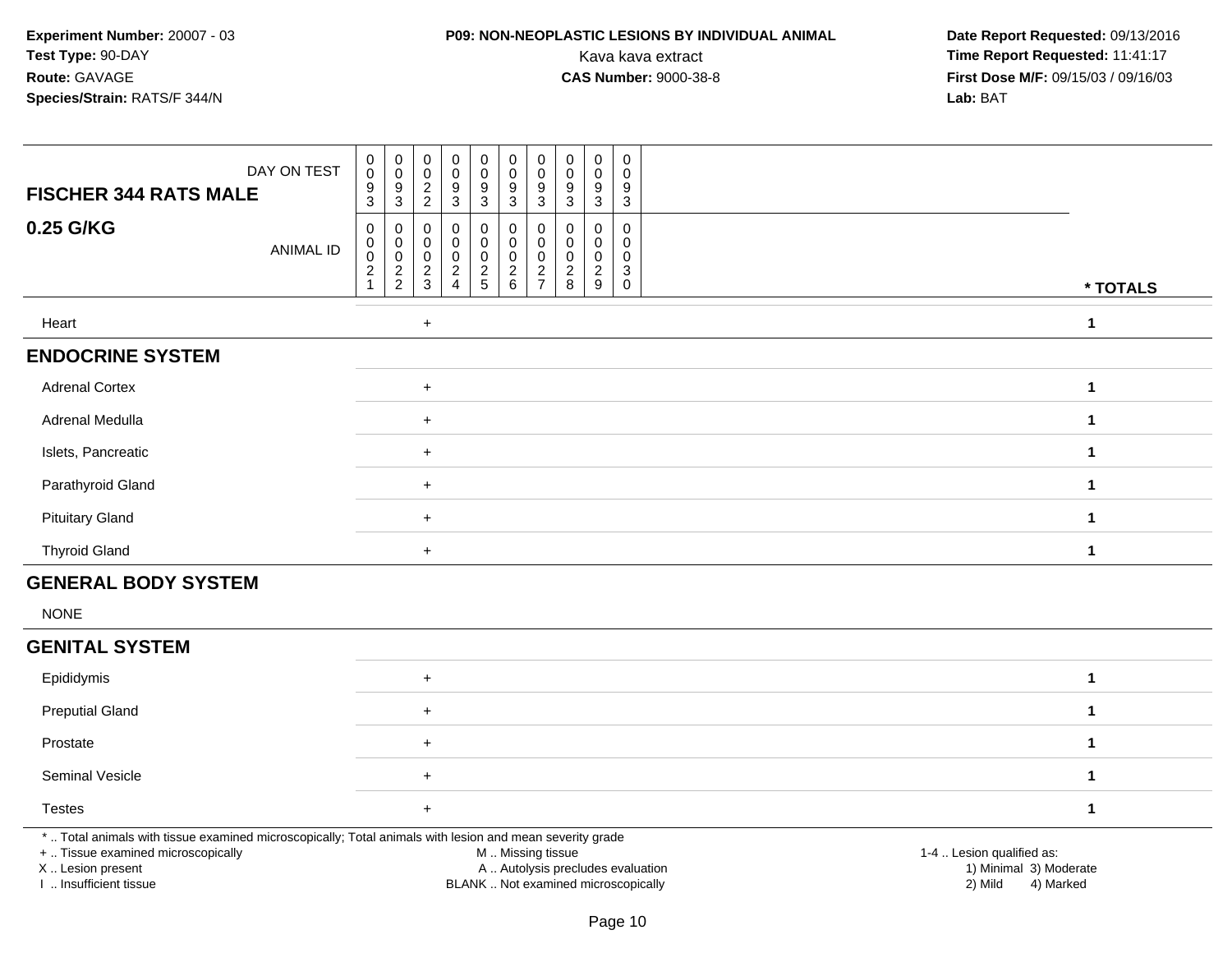**Experiment Number:** 20007 - 03
**Test Type:** 90-DAY
**Route:** GAVAGE
**Species/Strain:** RATS/F 344/N

**P09: NON-NEOPLASTIC LESIONS BY INDIVIDUAL ANIMAL**
Kava kava extract
**CAS Number:** 9000-38-8

**Date Report Requested:** 09/13/2016
**Time Report Requested:** 11:41:17
**First Dose M/F:** 09/15/03 / 09/16/03
**Lab:** BAT

| **FISCHER 344 RATS MALE** DAY ON TEST | 0093 | 0093 | 0022 | 0093 | 0093 | 0093 | 0093 | 0093 | 0093 | 0093 | |
|---|---|---|---|---|---|---|---|---|---|---|---|
| **0.25 G/KG** ANIMAL ID | 00021 | 00022 | 00023 | 00024 | 00025 | 00026 | 00027 | 00028 | 00029 | 00030 | *** TOTALS** |
| Heart | | | + | | | | | | | | **1** |
| **ENDOCRINE SYSTEM** | | | | | | | | | | | |
| Adrenal Cortex | | | + | | | | | | | | **1** |
| Adrenal Medulla | | | + | | | | | | | | **1** |
| Islets, Pancreatic | | | + | | | | | | | | **1** |
| Parathyroid Gland | | | + | | | | | | | | **1** |
| Pituitary Gland | | | + | | | | | | | | **1** |
| Thyroid Gland | | | + | | | | | | | | **1** |
| **GENERAL BODY SYSTEM** | | | | | | | | | | | |
| NONE | | | | | | | | | | | |
| **GENITAL SYSTEM** | | | | | | | | | | | |
| Epididymis | | | + | | | | | | | | **1** |
| Preputial Gland | | | + | | | | | | | | **1** |
| Prostate | | | + | | | | | | | | **1** |
| Seminal Vesicle | | | + | | | | | | | | **1** |
| Testes | | | + | | | | | | | | **1** |

* .. Total animals with tissue examined microscopically; Total animals with lesion and mean severity grade
+ .. Tissue examined microscopically
X .. Lesion present
I .. Insufficient tissue

M .. Missing tissue
A .. Autolysis precludes evaluation
BLANK .. Not examined microscopically

1-4 .. Lesion qualified as:
1) Minimal 3) Moderate
2) Mild 4) Marked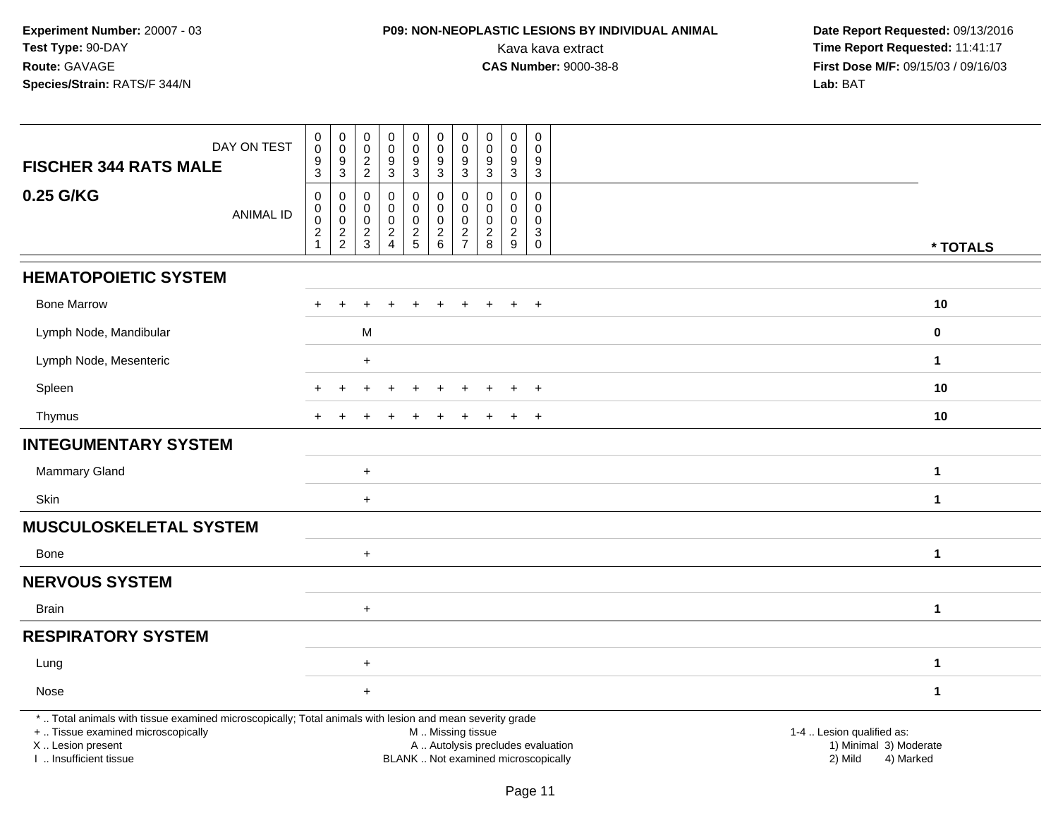**Experiment Number:** 20007 - 03
**Test Type:** 90-DAY
**Route:** GAVAGE
**Species/Strain:** RATS/F 344/N

**P09: NON-NEOPLASTIC LESIONS BY INDIVIDUAL ANIMAL**
Kava kava extract
**CAS Number:** 9000-38-8

**Date Report Requested:** 09/13/2016
**Time Report Requested:** 11:41:17
**First Dose M/F:** 09/15/03 / 09/16/03
**Lab:** BAT

| FISCHER 344 RATS MALE 0.25 G/KG | | | | | | | | | | | |
|---|---|---|---|---|---|---|---|---|---|---|---|
| DAY ON TEST | 0093 | 0093 | 0022 | 0093 | 0093 | 0093 | 0093 | 0093 | 0093 | 0093 | |
| ANIMAL ID | 00021 | 00022 | 00023 | 00024 | 00025 | 00026 | 00027 | 00028 | 00029 | 00030 | * TOTALS |
| **HEMATOPOIETIC SYSTEM** | | | | | | | | | | | |
| Bone Marrow | + | + | + | + | + | + | + | + | + | + | 10 |
| Lymph Node, Mandibular | | | M | | | | | | | | 0 |
| Lymph Node, Mesenteric | | | + | | | | | | | | 1 |
| Spleen | + | + | + | + | + | + | + | + | + | + | 10 |
| Thymus | + | + | + | + | + | + | + | + | + | + | 10 |
| **INTEGUMENTARY SYSTEM** | | | | | | | | | | | |
| Mammary Gland | | | + | | | | | | | | 1 |
| Skin | | | + | | | | | | | | 1 |
| **MUSCULOSKELETAL SYSTEM** | | | | | | | | | | | |
| Bone | | | + | | | | | | | | 1 |
| **NERVOUS SYSTEM** | | | | | | | | | | | |
| Brain | | | + | | | | | | | | 1 |
| **RESPIRATORY SYSTEM** | | | | | | | | | | | |
| Lung | | | + | | | | | | | | 1 |
| Nose | | | + | | | | | | | | 1 |

* .. Total animals with tissue examined microscopically; Total animals with lesion and mean severity grade
+ .. Tissue examined microscopically
X .. Lesion present
I .. Insufficient tissue

M .. Missing tissue
A .. Autolysis precludes evaluation
BLANK .. Not examined microscopically

1-4 .. Lesion qualified as:
1) Minimal 3) Moderate
2) Mild 4) Marked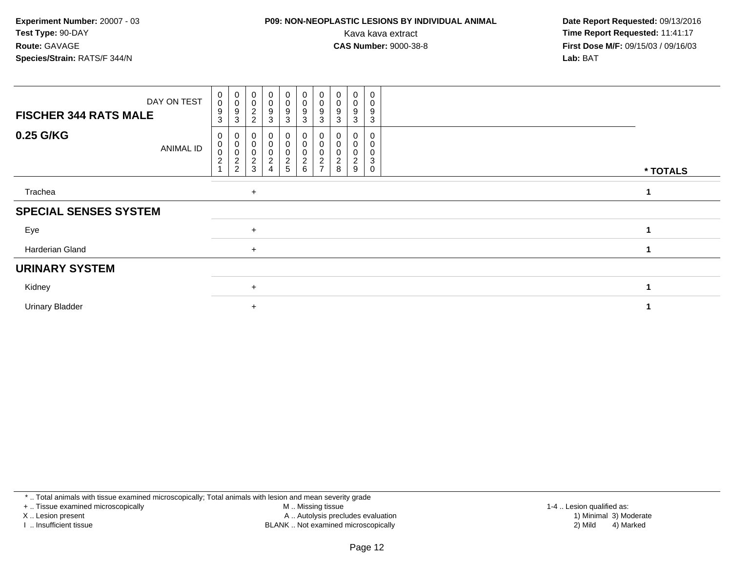**Experiment Number:** 20007 - 03
**Test Type:** 90-DAY
**Route:** GAVAGE
**Species/Strain:** RATS/F 344/N

**P09: NON-NEOPLASTIC LESIONS BY INDIVIDUAL ANIMAL**
Kava kava extract
**CAS Number:** 9000-38-8

**Date Report Requested:** 09/13/2016
**Time Report Requested:** 11:41:17
**First Dose M/F:** 09/15/03 / 09/16/03
**Lab:** BAT

| FISCHER 344 RATS MALE 0.25 G/KG | DAY ON TEST | 0093 | 0093 | 0022 | 0093 | 0093 | 0093 | 0093 | 0093 | 0093 | 0093 | |
|---|---|---|---|---|---|---|---|---|---|---|---|---|
| | ANIMAL ID | 00021 | 00022 | 00023 | 00024 | 00025 | 00026 | 00027 | 00028 | 00029 | 00030 | * TOTALS |
| Trachea | | | | + | | | | | | | | 1 |
| **SPECIAL SENSES SYSTEM** | | | | | | | | | | | | |
| Eye | | | | + | | | | | | | | 1 |
| Harderian Gland | | | | + | | | | | | | | 1 |
| **URINARY SYSTEM** | | | | | | | | | | | | |
| Kidney | | | | + | | | | | | | | 1 |
| Urinary Bladder | | | | + | | | | | | | | 1 |

\* .. Total animals with tissue examined microscopically; Total animals with lesion and mean severity grade
\+ .. Tissue examined microscopically
X .. Lesion present
I .. Insufficient tissue

M .. Missing tissue
A .. Autolysis precludes evaluation
BLANK .. Not examined microscopically

1-4 .. Lesion qualified as:
1) Minimal 3) Moderate
2) Mild 4) Marked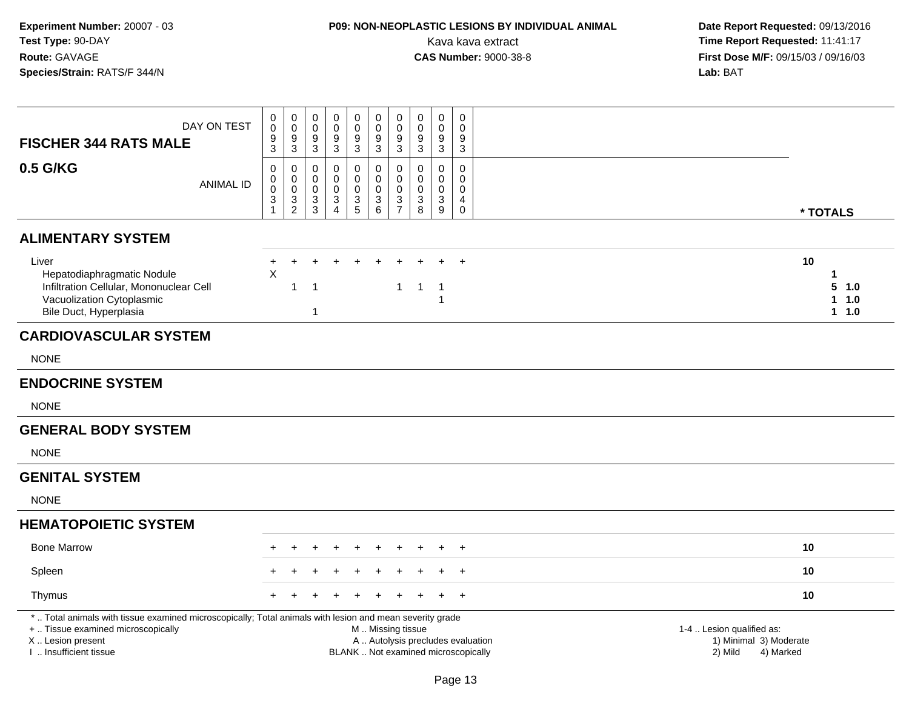**Experiment Number:** 20007 - 03
**Test Type:** 90-DAY
**Route:** GAVAGE
**Species/Strain:** RATS/F 344/N

**P09: NON-NEOPLASTIC LESIONS BY INDIVIDUAL ANIMAL**
Kava kava extract
**CAS Number:** 9000-38-8

**Date Report Requested:** 09/13/2016
**Time Report Requested:** 11:41:17
**First Dose M/F:** 09/15/03 / 09/16/03
**Lab:** BAT

| FISCHER 344 RATS MALE 0.5 G/KG | | | | | | | | | | | |
|---|---|---|---|---|---|---|---|---|---|---|---|
| DAY ON TEST | 0093 | 0093 | 0093 | 0093 | 0093 | 0093 | 0093 | 0093 | 0093 | 0093 | |
| ANIMAL ID | 00031 | 00032 | 00033 | 00034 | 00035 | 00036 | 00037 | 00038 | 00039 | 00040 | * TOTALS |
| **ALIMENTARY SYSTEM** | | | | | | | | | | | |
| Liver | + | + | + | + | + | + | + | + | + | + | 10 |
| Hepatodiaphragmatic Nodule | X | | | | | | | | | | 1 |
| Infiltration Cellular, Mononuclear Cell | | 1 | 1 | | | | 1 | 1 | 1 | | 5 1.0 |
| Vacuolization Cytoplasmic | | | | | | | | | 1 | | 1 1.0 |
| Bile Duct, Hyperplasia | | | 1 | | | | | | | | 1 1.0 |
| **CARDIOVASCULAR SYSTEM** | | | | | | | | | | | |
| NONE | | | | | | | | | | | |
| **ENDOCRINE SYSTEM** | | | | | | | | | | | |
| NONE | | | | | | | | | | | |
| **GENERAL BODY SYSTEM** | | | | | | | | | | | |
| NONE | | | | | | | | | | | |
| **GENITAL SYSTEM** | | | | | | | | | | | |
| NONE | | | | | | | | | | | |
| **HEMATOPOIETIC SYSTEM** | | | | | | | | | | | |
| Bone Marrow | + | + | + | + | + | + | + | + | + | + | 10 |
| Spleen | + | + | + | + | + | + | + | + | + | + | 10 |
| Thymus | + | + | + | + | + | + | + | + | + | + | 10 |

* .. Total animals with tissue examined microscopically; Total animals with lesion and mean severity grade
+ .. Tissue examined microscopically
X .. Lesion present
I .. Insufficient tissue

M .. Missing tissue
A .. Autolysis precludes evaluation
BLANK .. Not examined microscopically

1-4 .. Lesion qualified as:
1) Minimal 3) Moderate
2) Mild 4) Marked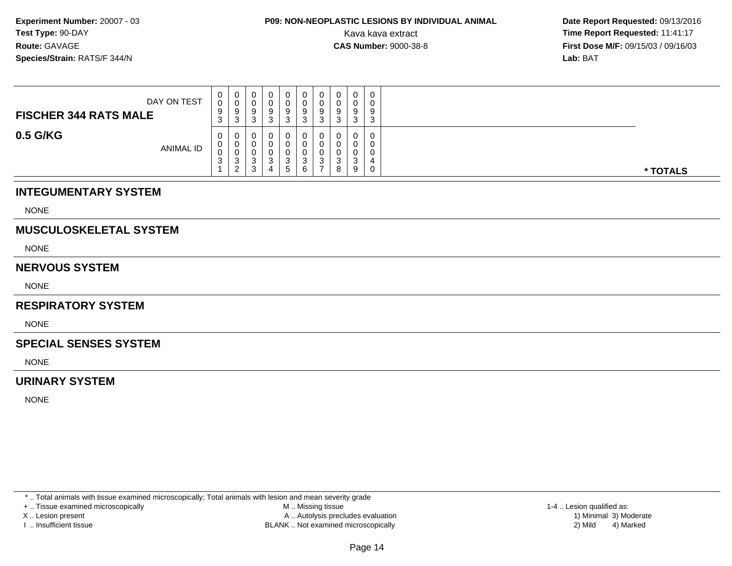**Experiment Number:** 20007 - 03
**Test Type:** 90-DAY
**Route:** GAVAGE
**Species/Strain:** RATS/F 344/N

**P09: NON-NEOPLASTIC LESIONS BY INDIVIDUAL ANIMAL**
Kava kava extract
**CAS Number:** 9000-38-8

**Date Report Requested:** 09/13/2016
**Time Report Requested:** 11:41:17
**First Dose M/F:** 09/15/03 / 09/16/03
**Lab:** BAT

| FISCHER 344 RATS MALE — DAY ON TEST | 0093 | 0093 | 0093 | 0093 | 0093 | 0093 | 0093 | 0093 | 0093 | 0093 | |
|---|---|---|---|---|---|---|---|---|---|---|---|
| **0.5 G/KG** — ANIMAL ID | 00031 | 00032 | 00033 | 00034 | 00035 | 00036 | 00037 | 00038 | 00039 | 00040 | *** TOTALS** |

## INTEGUMENTARY SYSTEM

NONE

## MUSCULOSKELETAL SYSTEM

NONE

## NERVOUS SYSTEM

NONE

## RESPIRATORY SYSTEM

NONE

## SPECIAL SENSES SYSTEM

NONE

## URINARY SYSTEM

NONE

* .. Total animals with tissue examined microscopically; Total animals with lesion and mean severity grade
+ .. Tissue examined microscopically
X .. Lesion present
I .. Insufficient tissue
M .. Missing tissue
A .. Autolysis precludes evaluation
BLANK .. Not examined microscopically
1-4 .. Lesion qualified as:
1) Minimal 3) Moderate
2) Mild 4) Marked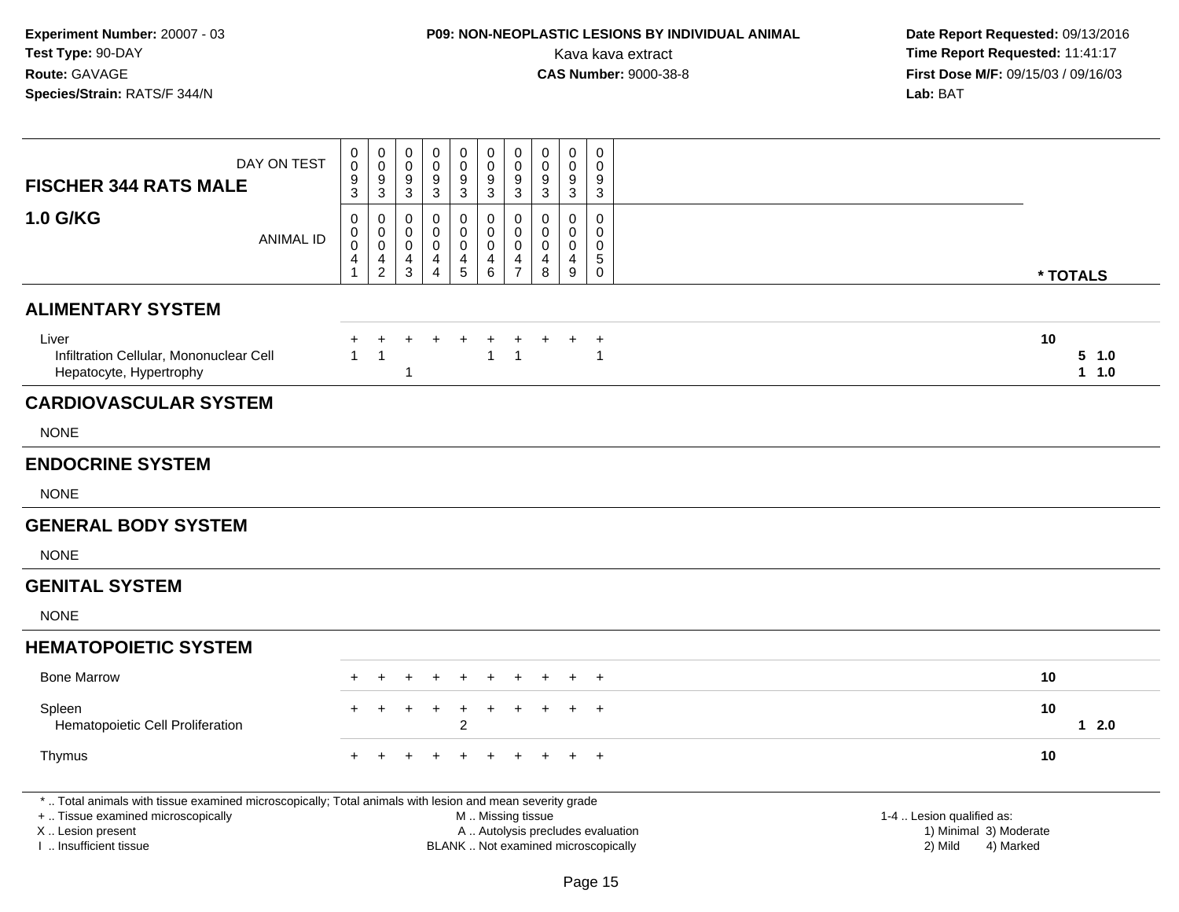**Experiment Number:** 20007 - 03
**Test Type:** 90-DAY
**Route:** GAVAGE
**Species/Strain:** RATS/F 344/N

**P09: NON-NEOPLASTIC LESIONS BY INDIVIDUAL ANIMAL**
Kava kava extract
**CAS Number:** 9000-38-8

**Date Report Requested:** 09/13/2016
**Time Report Requested:** 11:41:17
**First Dose M/F:** 09/15/03 / 09/16/03
**Lab:** BAT

## FISCHER 344 RATS MALE 1.0 G/KG

| DAY ON TEST | 0093 | 0093 | 0093 | 0093 | 0093 | 0093 | 0093 | 0093 | 0093 | 0093 | |
|---|---|---|---|---|---|---|---|---|---|---|---|
| ANIMAL ID | 00041 | 00042 | 00043 | 00044 | 00045 | 00046 | 00047 | 00048 | 00049 | 00050 | * TOTALS |
| **ALIMENTARY SYSTEM** | | | | | | | | | | | |
| Liver | + | + | + | + | + | + | + | + | + | + | 10 |
| Infiltration Cellular, Mononuclear Cell | 1 | 1 | | | | 1 | 1 | | | 1 | 5 1.0 |
| Hepatocyte, Hypertrophy | | | 1 | | | | | | | | 1 1.0 |
| **CARDIOVASCULAR SYSTEM** | | | | | | | | | | | |
| NONE | | | | | | | | | | | |
| **ENDOCRINE SYSTEM** | | | | | | | | | | | |
| NONE | | | | | | | | | | | |
| **GENERAL BODY SYSTEM** | | | | | | | | | | | |
| NONE | | | | | | | | | | | |
| **GENITAL SYSTEM** | | | | | | | | | | | |
| NONE | | | | | | | | | | | |
| **HEMATOPOIETIC SYSTEM** | | | | | | | | | | | |
| Bone Marrow | + | + | + | + | + | + | + | + | + | + | 10 |
| Spleen | + | + | + | + | + | + | + | + | + | + | 10 |
| Hematopoietic Cell Proliferation | | | | | 2 | | | | | | 1 2.0 |
| Thymus | + | + | + | + | + | + | + | + | + | + | 10 |

* .. Total animals with tissue examined microscopically; Total animals with lesion and mean severity grade
+ .. Tissue examined microscopically
X .. Lesion present
I .. Insufficient tissue

M .. Missing tissue
A .. Autolysis precludes evaluation
BLANK .. Not examined microscopically

1-4 .. Lesion qualified as:
1) Minimal 3) Moderate
2) Mild 4) Marked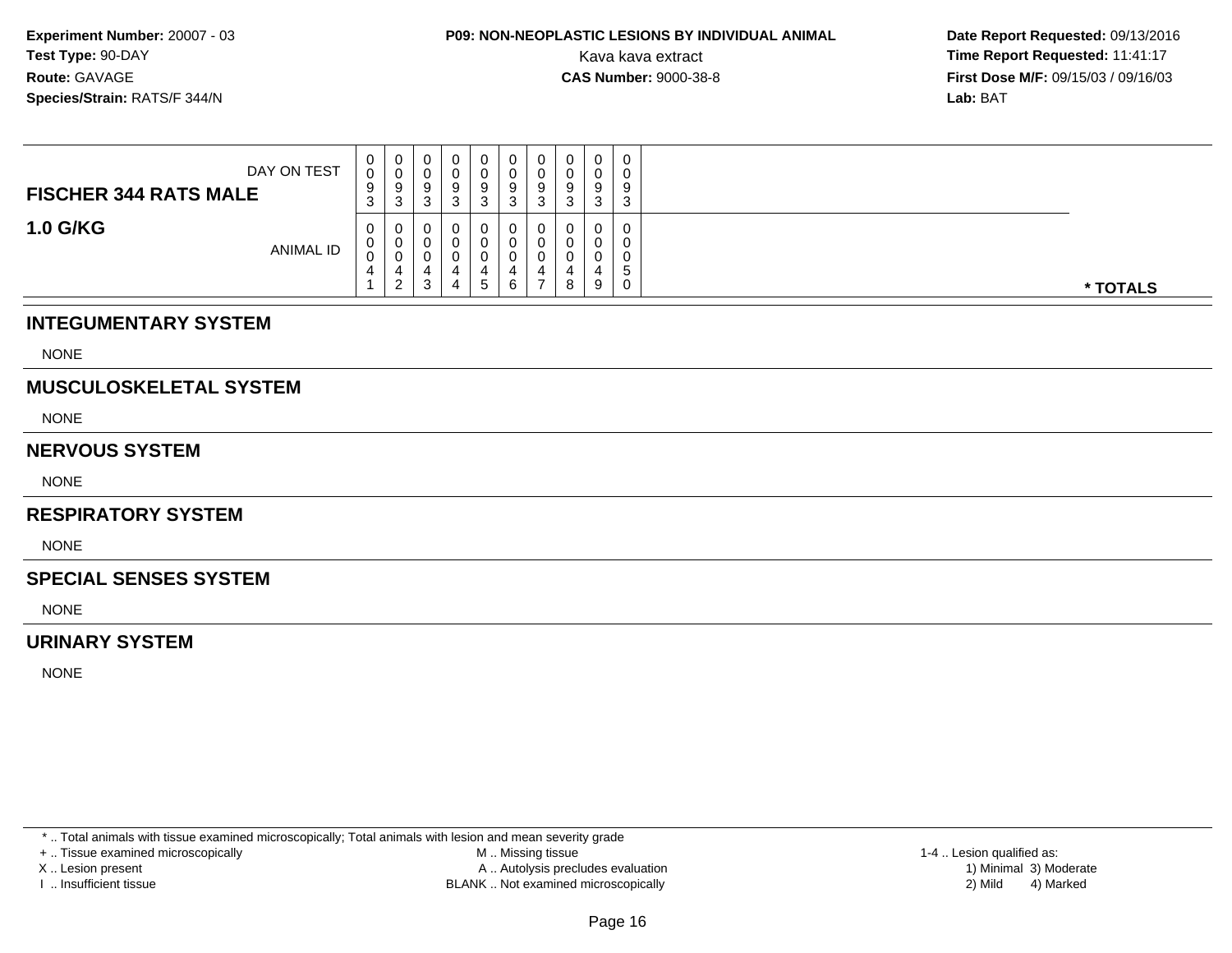**Experiment Number:** 20007 - 03
**Test Type:** 90-DAY
**Route:** GAVAGE
**Species/Strain:** RATS/F 344/N

**P09: NON-NEOPLASTIC LESIONS BY INDIVIDUAL ANIMAL**
Kava kava extract
**CAS Number:** 9000-38-8

**Date Report Requested:** 09/13/2016
**Time Report Requested:** 11:41:17
**First Dose M/F:** 09/15/03 / 09/16/03
**Lab:** BAT

| FISCHER 344 RATS MALE / 1.0 G/KG | | | | | | | | | | | |
|---|---|---|---|---|---|---|---|---|---|---|---|
| DAY ON TEST | 0093 | 0093 | 0093 | 0093 | 0093 | 0093 | 0093 | 0093 | 0093 | 0093 | |
| ANIMAL ID | 00041 | 00042 | 00043 | 00044 | 00045 | 00046 | 00047 | 00048 | 00049 | 00050 | * TOTALS |

## INTEGUMENTARY SYSTEM

NONE

## MUSCULOSKELETAL SYSTEM

NONE

## NERVOUS SYSTEM

NONE

## RESPIRATORY SYSTEM

NONE

## SPECIAL SENSES SYSTEM

NONE

## URINARY SYSTEM

NONE

* .. Total animals with tissue examined microscopically; Total animals with lesion and mean severity grade
+ .. Tissue examined microscopically
X .. Lesion present
I .. Insufficient tissue
M .. Missing tissue
A .. Autolysis precludes evaluation
BLANK .. Not examined microscopically
1-4 .. Lesion qualified as:
1) Minimal 3) Moderate
2) Mild 4) Marked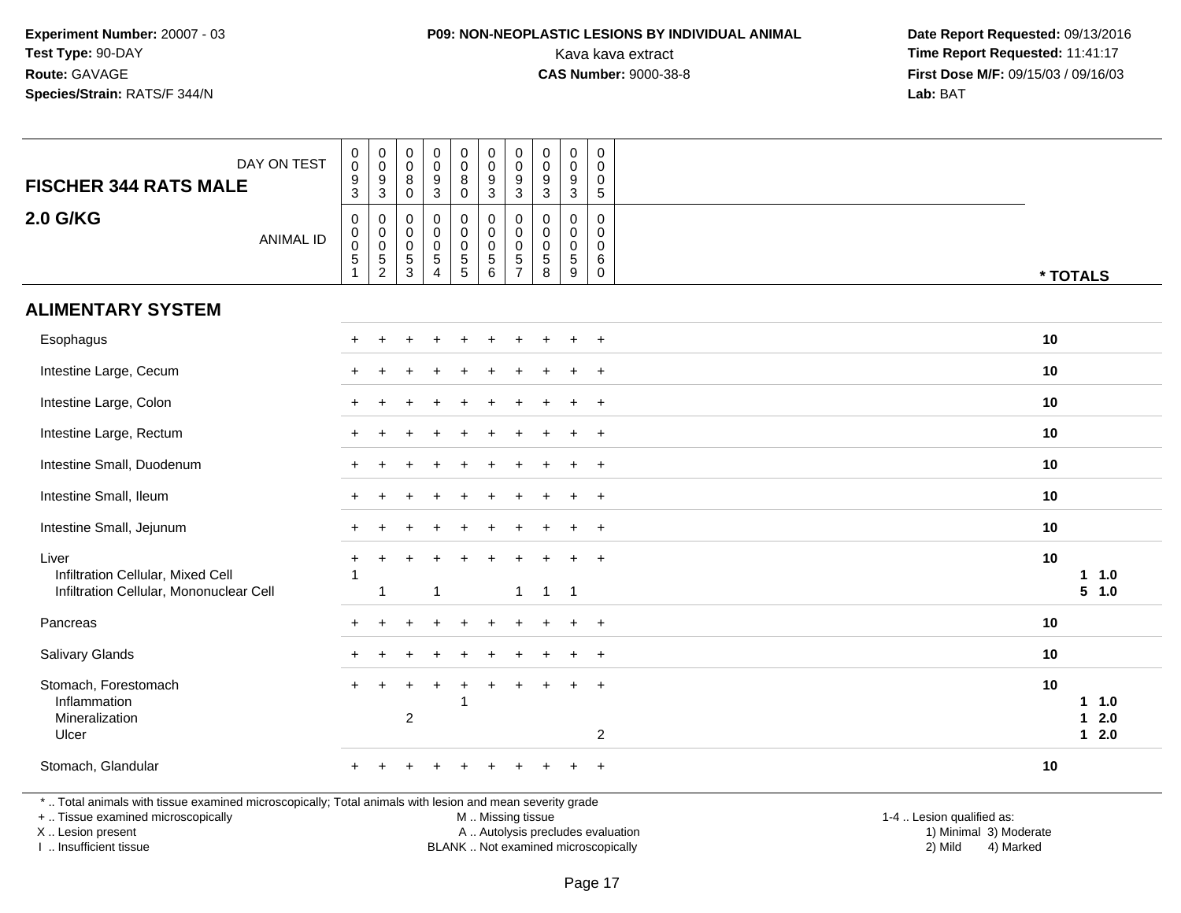**Experiment Number:** 20007 - 03
**Test Type:** 90-DAY
**Route:** GAVAGE
**Species/Strain:** RATS/F 344/N

**P09: NON-NEOPLASTIC LESIONS BY INDIVIDUAL ANIMAL**
Kava kava extract
**CAS Number:** 9000-38-8

**Date Report Requested:** 09/13/2016
**Time Report Requested:** 11:41:17
**First Dose M/F:** 09/15/03 / 09/16/03
**Lab:** BAT

| FISCHER 344 RATS MALE — DAY ON TEST | 0093 | 0093 | 0080 | 0093 | 0080 | 0093 | 0093 | 0093 | 0093 | 0005 | |
|---|---|---|---|---|---|---|---|---|---|---|---|
| **2.0 G/KG** — ANIMAL ID | 0005 1 | 0005 2 | 0005 3 | 0005 4 | 0005 5 | 0005 6 | 0005 7 | 0005 8 | 0005 9 | 0006 0 | * TOTALS |
| **ALIMENTARY SYSTEM** | | | | | | | | | | | |
| Esophagus | + | + | + | + | + | + | + | + | + | + | 10 |
| Intestine Large, Cecum | + | + | + | + | + | + | + | + | + | + | 10 |
| Intestine Large, Colon | + | + | + | + | + | + | + | + | + | + | 10 |
| Intestine Large, Rectum | + | + | + | + | + | + | + | + | + | + | 10 |
| Intestine Small, Duodenum | + | + | + | + | + | + | + | + | + | + | 10 |
| Intestine Small, Ileum | + | + | + | + | + | + | + | + | + | + | 10 |
| Intestine Small, Jejunum | + | + | + | + | + | + | + | + | + | + | 10 |
| Liver | + | + | + | + | + | + | + | + | + | + | 10 |
| Infiltration Cellular, Mixed Cell | 1 | | | | | | | | | | 1 1.0 |
| Infiltration Cellular, Mononuclear Cell | | 1 | | 1 | | | 1 | 1 | 1 | | 5 1.0 |
| Pancreas | + | + | + | + | + | + | + | + | + | + | 10 |
| Salivary Glands | + | + | + | + | + | + | + | + | + | + | 10 |
| Stomach, Forestomach | + | + | + | + | + | + | + | + | + | + | 10 |
| Inflammation | | | | | 1 | | | | | | 1 1.0 |
| Mineralization | | | 2 | | | | | | | | 1 2.0 |
| Ulcer | | | | | | | | | | 2 | 1 2.0 |
| Stomach, Glandular | + | + | + | + | + | + | + | + | + | + | 10 |

* .. Total animals with tissue examined microscopically; Total animals with lesion and mean severity grade
+ .. Tissue examined microscopically
X .. Lesion present
I .. Insufficient tissue

M .. Missing tissue
A .. Autolysis precludes evaluation
BLANK .. Not examined microscopically

1-4 .. Lesion qualified as:
1) Minimal 3) Moderate
2) Mild 4) Marked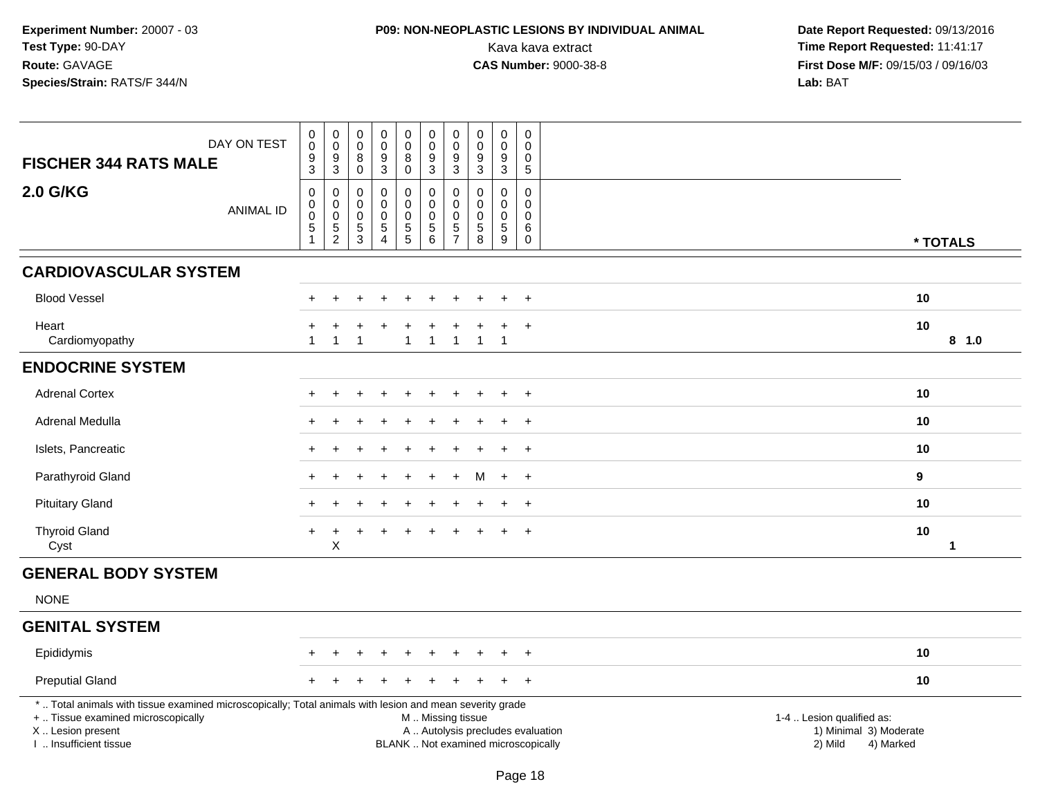**Experiment Number:** 20007 - 03
**Test Type:** 90-DAY
**Route:** GAVAGE
**Species/Strain:** RATS/F 344/N

**P09: NON-NEOPLASTIC LESIONS BY INDIVIDUAL ANIMAL**
Kava kava extract
**CAS Number:** 9000-38-8

**Date Report Requested:** 09/13/2016
**Time Report Requested:** 11:41:17
**First Dose M/F:** 09/15/03 / 09/16/03
**Lab:** BAT

| FISCHER 344 RATS MALE — DAY ON TEST | 0093 | 0093 | 0080 | 0093 | 0080 | 0093 | 0093 | 0093 | 0093 | 0005 | |
|---|---|---|---|---|---|---|---|---|---|---|---|
| **2.0 G/KG** — ANIMAL ID | 00051 | 00052 | 00053 | 00054 | 00055 | 00056 | 00057 | 00058 | 00059 | 00060 | * TOTALS |
| **CARDIOVASCULAR SYSTEM** | | | | | | | | | | | |
| Blood Vessel | + | + | + | + | + | + | + | + | + | + | 10 |
| Heart | + | + | + | + | + | + | + | + | + | + | 10 |
| Cardiomyopathy | 1 | 1 | 1 | | 1 | 1 | 1 | 1 | 1 | | 8 1.0 |
| **ENDOCRINE SYSTEM** | | | | | | | | | | | |
| Adrenal Cortex | + | + | + | + | + | + | + | + | + | + | 10 |
| Adrenal Medulla | + | + | + | + | + | + | + | + | + | + | 10 |
| Islets, Pancreatic | + | + | + | + | + | + | + | + | + | + | 10 |
| Parathyroid Gland | + | + | + | + | + | + | + | M | + | + | 9 |
| Pituitary Gland | + | + | + | + | + | + | + | + | + | + | 10 |
| Thyroid Gland | + | + | + | + | + | + | + | + | + | + | 10 |
| Cyst | | X | | | | | | | | | 1 |
| **GENERAL BODY SYSTEM** | | | | | | | | | | | |
| NONE | | | | | | | | | | | |
| **GENITAL SYSTEM** | | | | | | | | | | | |
| Epididymis | + | + | + | + | + | + | + | + | + | + | 10 |
| Preputial Gland | + | + | + | + | + | + | + | + | + | + | 10 |

* .. Total animals with tissue examined microscopically; Total animals with lesion and mean severity grade
+ .. Tissue examined microscopically
X .. Lesion present
I .. Insufficient tissue

M .. Missing tissue
A .. Autolysis precludes evaluation
BLANK .. Not examined microscopically

1-4 .. Lesion qualified as:
1) Minimal 3) Moderate
2) Mild 4) Marked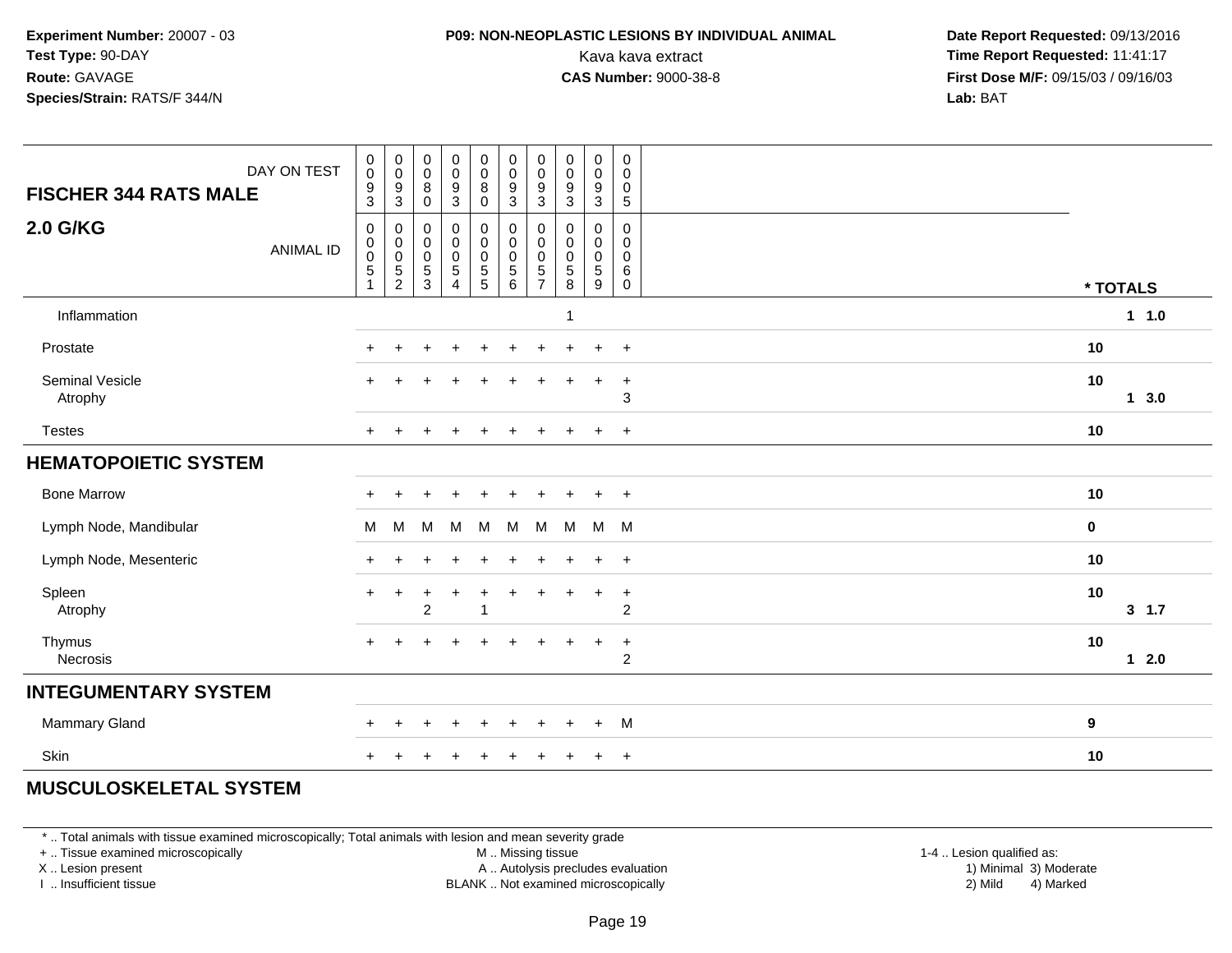**Experiment Number:** 20007 - 03
**Test Type:** 90-DAY
**Route:** GAVAGE
**Species/Strain:** RATS/F 344/N

**P09: NON-NEOPLASTIC LESIONS BY INDIVIDUAL ANIMAL**
Kava kava extract
**CAS Number:** 9000-38-8

**Date Report Requested:** 09/13/2016
**Time Report Requested:** 11:41:17
**First Dose M/F:** 09/15/03 / 09/16/03
**Lab:** BAT

| FISCHER 344 RATS MALE — DAY ON TEST | 0093 | 0093 | 0080 | 0093 | 0080 | 0093 | 0093 | 0093 | 0093 | 0005 | |
|---|---|---|---|---|---|---|---|---|---|---|---|
| **2.0 G/KG** — ANIMAL ID | 00051 | 00052 | 00053 | 00054 | 00055 | 00056 | 00057 | 00058 | 00059 | 00060 | * TOTALS |
| Inflammation | | | | | | | | 1 | | | 1 1.0 |
| Prostate | + | + | + | + | + | + | + | + | + | + | 10 |
| Seminal Vesicle | + | + | + | + | + | + | + | + | + | + | 10 |
| Atrophy | | | | | | | | | | 3 | 1 3.0 |
| Testes | + | + | + | + | + | + | + | + | + | + | 10 |
| **HEMATOPOIETIC SYSTEM** | | | | | | | | | | | |
| Bone Marrow | + | + | + | + | + | + | + | + | + | + | 10 |
| Lymph Node, Mandibular | M | M | M | M | M | M | M | M | M | M | 0 |
| Lymph Node, Mesenteric | + | + | + | + | + | + | + | + | + | + | 10 |
| Spleen | + | + | + | + | + | + | + | + | + | + | 10 |
| Atrophy | | | 2 | | 1 | | | | | 2 | 3 1.7 |
| Thymus | + | + | + | + | + | + | + | + | + | + | 10 |
| Necrosis | | | | | | | | | | 2 | 1 2.0 |
| **INTEGUMENTARY SYSTEM** | | | | | | | | | | | |
| Mammary Gland | + | + | + | + | + | + | + | + | + | M | 9 |
| Skin | + | + | + | + | + | + | + | + | + | + | 10 |
| **MUSCULOSKELETAL SYSTEM** | | | | | | | | | | | |

* .. Total animals with tissue examined microscopically; Total animals with lesion and mean severity grade
+ .. Tissue examined microscopically
X .. Lesion present
I .. Insufficient tissue
M .. Missing tissue
A .. Autolysis precludes evaluation
BLANK .. Not examined microscopically
1-4 .. Lesion qualified as: 1) Minimal 2) Mild 3) Moderate 4) Marked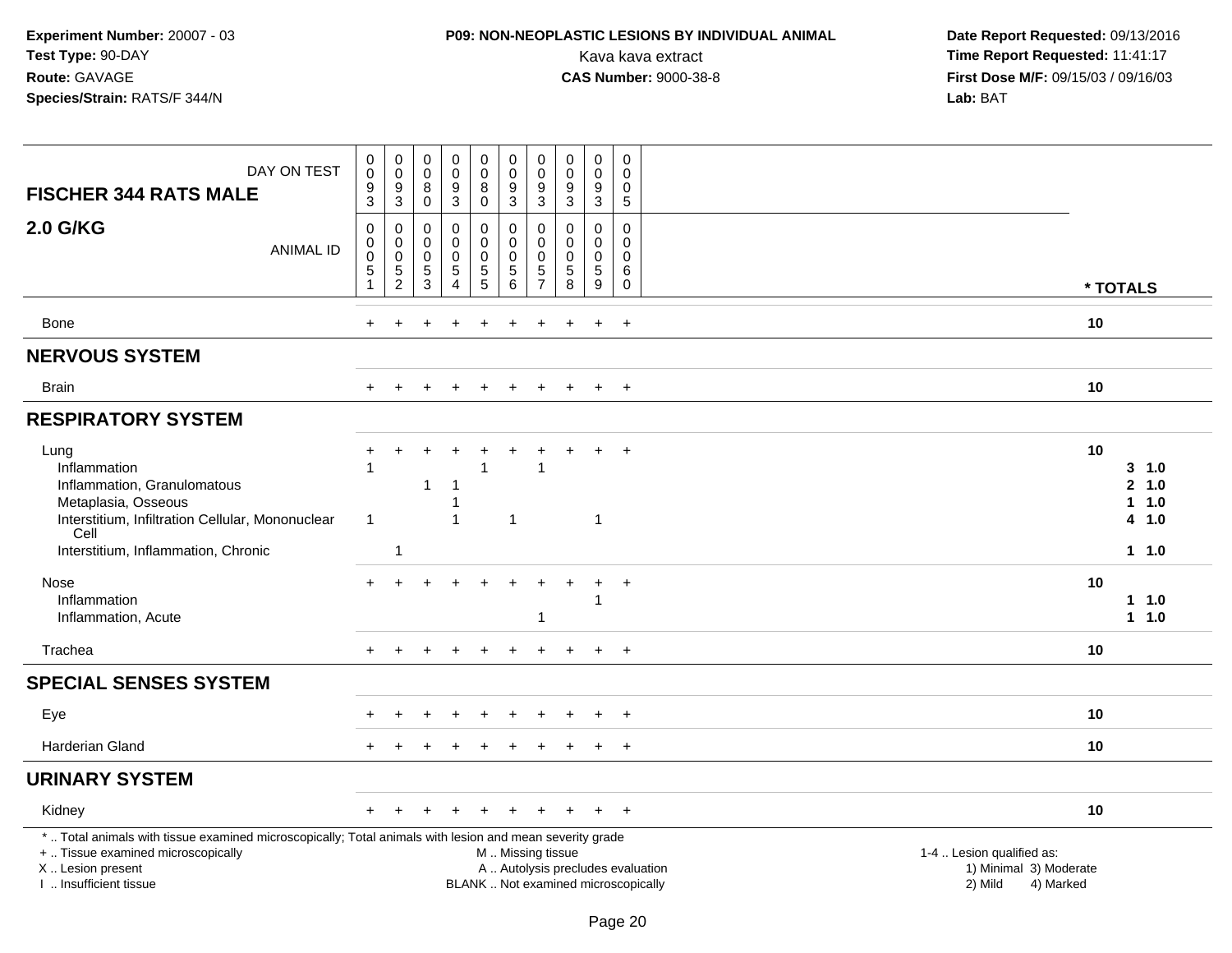**Experiment Number:** 20007 - 03
**Test Type:** 90-DAY
**Route:** GAVAGE
**Species/Strain:** RATS/F 344/N

**P09: NON-NEOPLASTIC LESIONS BY INDIVIDUAL ANIMAL**
Kava kava extract
**CAS Number:** 9000-38-8

**Date Report Requested:** 09/13/2016
**Time Report Requested:** 11:41:17
**First Dose M/F:** 09/15/03 / 09/16/03
**Lab:** BAT

| FISCHER 344 RATS MALE — DAY ON TEST | 0093 | 0093 | 0080 | 0093 | 0080 | 0093 | 0093 | 0093 | 0093 | 0005 | |
|---|---|---|---|---|---|---|---|---|---|---|---|
| **2.0 G/KG** — ANIMAL ID | 00051 | 00052 | 00053 | 00054 | 00055 | 00056 | 00057 | 00058 | 00059 | 00060 | * TOTALS |
| Bone | + | + | + | + | + | + | + | + | + | + | 10 |
| **NERVOUS SYSTEM** | | | | | | | | | | | |
| Brain | + | + | + | + | + | + | + | + | + | + | 10 |
| **RESPIRATORY SYSTEM** | | | | | | | | | | | |
| Lung | + | + | + | + | + | + | + | + | + | + | 10 |
| Inflammation | 1 | | | | 1 | | 1 | | | | 3 1.0 |
| Inflammation, Granulomatous | | | 1 | 1 | | | | | | | 2 1.0 |
| Metaplasia, Osseous | | | | 1 | | | | | | | 1 1.0 |
| Interstitium, Infiltration Cellular, Mononuclear Cell | 1 | | | 1 | | 1 | | | 1 | | 4 1.0 |
| Interstitium, Inflammation, Chronic | | 1 | | | | | | | | | 1 1.0 |
| Nose | + | + | + | + | + | + | + | + | + | + | 10 |
| Inflammation | | | | | | | | | 1 | | 1 1.0 |
| Inflammation, Acute | | | | | | | 1 | | | | 1 1.0 |
| Trachea | + | + | + | + | + | + | + | + | + | + | 10 |
| **SPECIAL SENSES SYSTEM** | | | | | | | | | | | |
| Eye | + | + | + | + | + | + | + | + | + | + | 10 |
| Harderian Gland | + | + | + | + | + | + | + | + | + | + | 10 |
| **URINARY SYSTEM** | | | | | | | | | | | |
| Kidney | + | + | + | + | + | + | + | + | + | + | 10 |

* .. Total animals with tissue examined microscopically; Total animals with lesion and mean severity grade
+ .. Tissue examined microscopically
X .. Lesion present
I .. Insufficient tissue

M .. Missing tissue
A .. Autolysis precludes evaluation
BLANK .. Not examined microscopically

1-4 .. Lesion qualified as:
1) Minimal 3) Moderate
2) Mild 4) Marked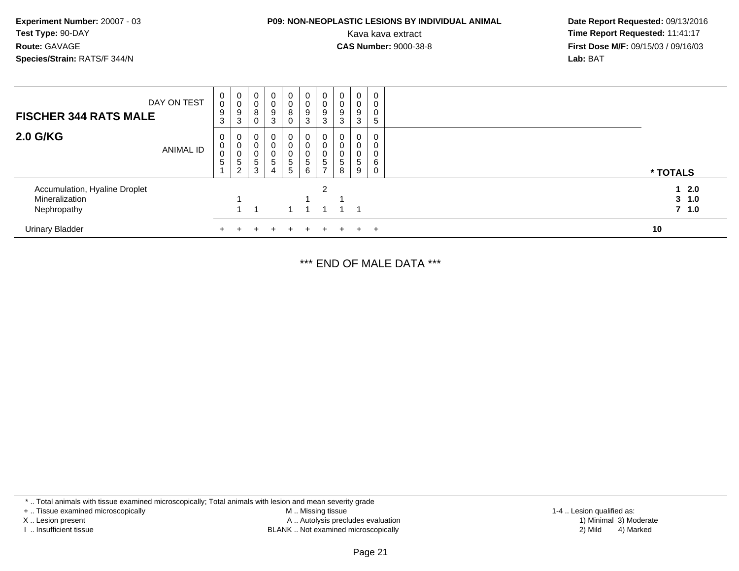**Experiment Number:** 20007 - 03
**Test Type:** 90-DAY
**Route:** GAVAGE
**Species/Strain:** RATS/F 344/N

**P09: NON-NEOPLASTIC LESIONS BY INDIVIDUAL ANIMAL**
Kava kava extract
**CAS Number:** 9000-38-8

**Date Report Requested:** 09/13/2016
**Time Report Requested:** 11:41:17
**First Dose M/F:** 09/15/03 / 09/16/03
**Lab:** BAT

| **FISCHER 344 RATS MALE** DAY ON TEST | 0093 | 0093 | 0080 | 0093 | 0080 | 0093 | 0093 | 0093 | 0093 | 0005 | |
|---|---|---|---|---|---|---|---|---|---|---|---|
| **2.0 G/KG** ANIMAL ID | 00051 | 00052 | 00053 | 00054 | 00055 | 00056 | 00057 | 00058 | 00059 | 00060 | *** TOTALS** |
| Accumulation, Hyaline Droplet | | | | | | | 2 | | | | **1 2.0** |
| Mineralization | | 1 | | | | 1 | | 1 | | | **3 1.0** |
| Nephropathy | | 1 | 1 | | 1 | 1 | 1 | 1 | 1 | | **7 1.0** |
| Urinary Bladder | + | + | + | + | + | + | + | + | + | + | **10** |

*** END OF MALE DATA ***

* .. Total animals with tissue examined microscopically; Total animals with lesion and mean severity grade
+ .. Tissue examined microscopically
X .. Lesion present
I .. Insufficient tissue

M .. Missing tissue
A .. Autolysis precludes evaluation
BLANK .. Not examined microscopically

1-4 .. Lesion qualified as:
1) Minimal 3) Moderate
2) Mild 4) Marked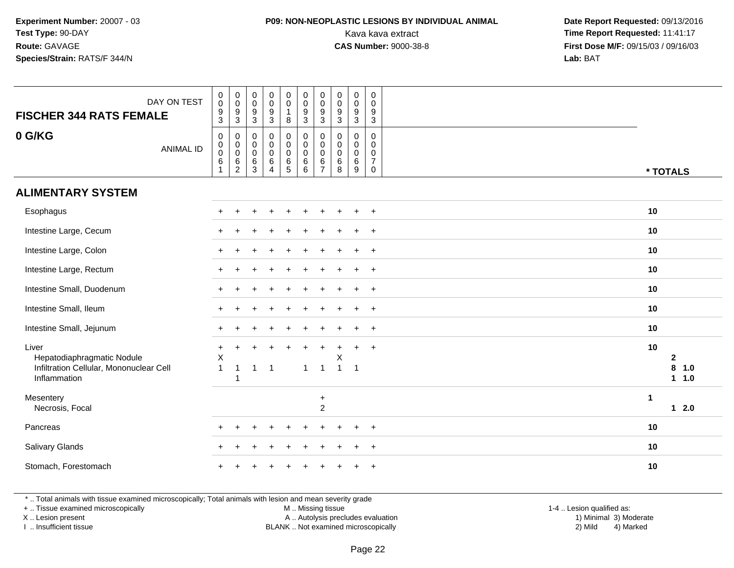**Experiment Number:** 20007 - 03
**Test Type:** 90-DAY
**Route:** GAVAGE
**Species/Strain:** RATS/F 344/N

**P09: NON-NEOPLASTIC LESIONS BY INDIVIDUAL ANIMAL**
Kava kava extract
**CAS Number:** 9000-38-8

**Date Report Requested:** 09/13/2016
**Time Report Requested:** 11:41:17
**First Dose M/F:** 09/15/03 / 09/16/03
**Lab:** BAT

## FISCHER 344 RATS FEMALE

## 0 G/KG

| DAY ON TEST | 0093 | 0093 | 0093 | 0093 | 0018 | 0093 | 0093 | 0093 | 0093 | 0093 | |
|---|---|---|---|---|---|---|---|---|---|---|---|
| ANIMAL ID | 00061 | 00062 | 00063 | 00064 | 00065 | 00066 | 00067 | 00068 | 00069 | 00070 | * TOTALS |
| **ALIMENTARY SYSTEM** | | | | | | | | | | | |
| Esophagus | + | + | + | + | + | + | + | + | + | + | 10 |
| Intestine Large, Cecum | + | + | + | + | + | + | + | + | + | + | 10 |
| Intestine Large, Colon | + | + | + | + | + | + | + | + | + | + | 10 |
| Intestine Large, Rectum | + | + | + | + | + | + | + | + | + | + | 10 |
| Intestine Small, Duodenum | + | + | + | + | + | + | + | + | + | + | 10 |
| Intestine Small, Ileum | + | + | + | + | + | + | + | + | + | + | 10 |
| Intestine Small, Jejunum | + | + | + | + | + | + | + | + | + | + | 10 |
| Liver | + | + | + | + | + | + | + | + | + | + | 10 |
| Hepatodiaphragmatic Nodule | X | | | | | | | X | | | 2 |
| Infiltration Cellular, Mononuclear Cell | 1 | 1 | 1 | 1 | | 1 | 1 | 1 | 1 | | 8 1.0 |
| Inflammation | | 1 | | | | | | | | | 1 1.0 |
| Mesentery | | | | | | | + | | | | 1 |
| Necrosis, Focal | | | | | | | 2 | | | | 1 2.0 |
| Pancreas | + | + | + | + | + | + | + | + | + | + | 10 |
| Salivary Glands | + | + | + | + | + | + | + | + | + | + | 10 |
| Stomach, Forestomach | + | + | + | + | + | + | + | + | + | + | 10 |

\* .. Total animals with tissue examined microscopically; Total animals with lesion and mean severity grade
+ .. Tissue examined microscopically
X .. Lesion present
I .. Insufficient tissue

M .. Missing tissue
A .. Autolysis precludes evaluation
BLANK .. Not examined microscopically

1-4 .. Lesion qualified as:
1) Minimal 3) Moderate
2) Mild 4) Marked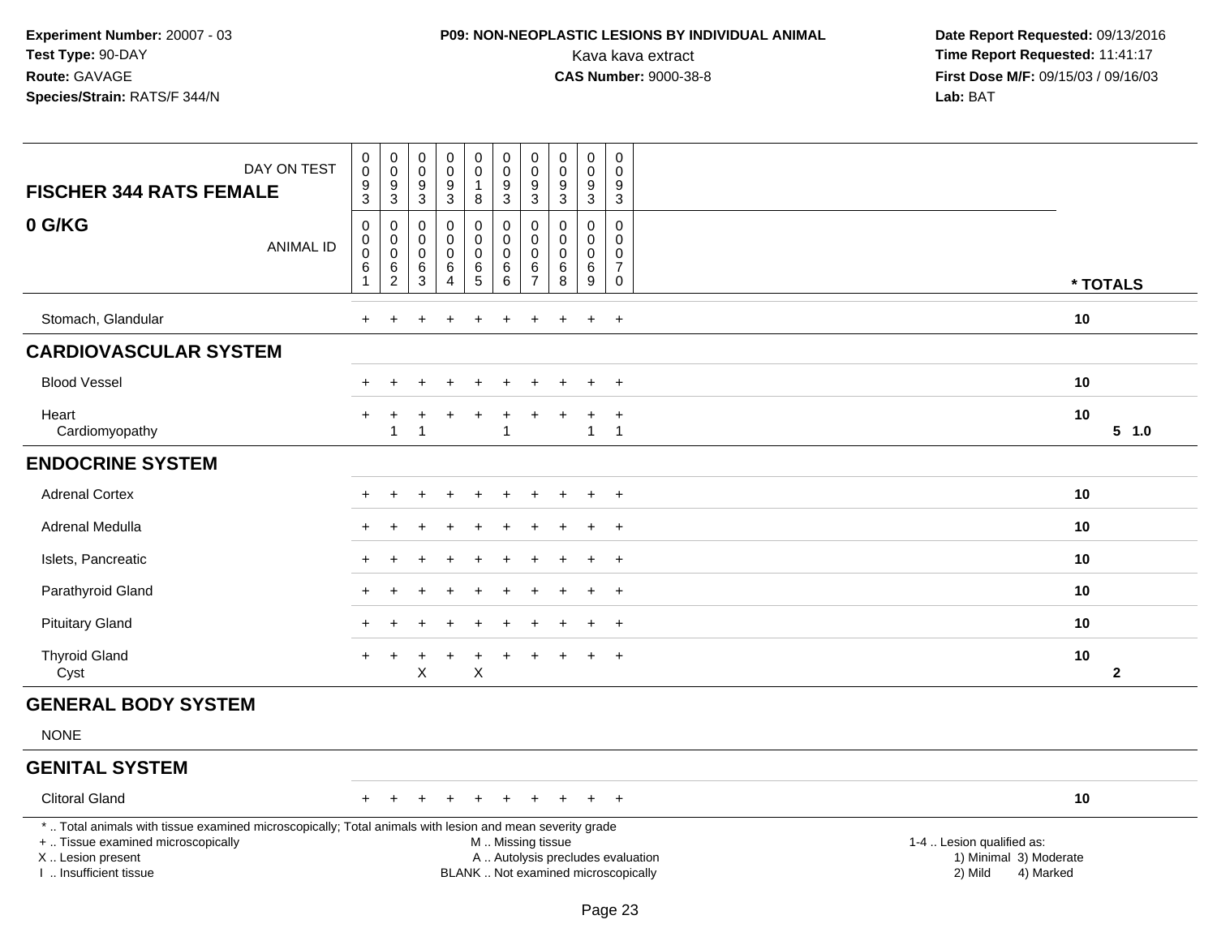**Experiment Number:** 20007 - 03
**Test Type:** 90-DAY
**Route:** GAVAGE
**Species/Strain:** RATS/F 344/N

**P09: NON-NEOPLASTIC LESIONS BY INDIVIDUAL ANIMAL**
Kava kava extract
**CAS Number:** 9000-38-8

**Date Report Requested:** 09/13/2016
**Time Report Requested:** 11:41:17
**First Dose M/F:** 09/15/03 / 09/16/03
**Lab:** BAT

| FISCHER 344 RATS FEMALE 0 G/KG | | | | | | | | | | | |
|---|---|---|---|---|---|---|---|---|---|---|---|
| DAY ON TEST | 0093 | 0093 | 0093 | 0093 | 0018 | 0093 | 0093 | 0093 | 0093 | 0093 | |
| ANIMAL ID | 00061 | 00062 | 00063 | 00064 | 00065 | 00066 | 00067 | 00068 | 00069 | 00070 | * TOTALS |
| Stomach, Glandular | + | + | + | + | + | + | + | + | + | + | 10 |
| **CARDIOVASCULAR SYSTEM** | | | | | | | | | | | |
| Blood Vessel | + | + | + | + | + | + | + | + | + | + | 10 |
| Heart | + | + | + | + | + | + | + | + | + | + | 10 |
| Cardiomyopathy | | 1 | 1 | | | 1 | | | 1 | 1 | 5 1.0 |
| **ENDOCRINE SYSTEM** | | | | | | | | | | | |
| Adrenal Cortex | + | + | + | + | + | + | + | + | + | + | 10 |
| Adrenal Medulla | + | + | + | + | + | + | + | + | + | + | 10 |
| Islets, Pancreatic | + | + | + | + | + | + | + | + | + | + | 10 |
| Parathyroid Gland | + | + | + | + | + | + | + | + | + | + | 10 |
| Pituitary Gland | + | + | + | + | + | + | + | + | + | + | 10 |
| Thyroid Gland | + | + | + | + | + | + | + | + | + | + | 10 |
| Cyst | | | X | | X | | | | | | 2 |
| **GENERAL BODY SYSTEM** | | | | | | | | | | | |
| NONE | | | | | | | | | | | |
| **GENITAL SYSTEM** | | | | | | | | | | | |
| Clitoral Gland | + | + | + | + | + | + | + | + | + | + | 10 |

\* .. Total animals with tissue examined microscopically; Total animals with lesion and mean severity grade
\+ .. Tissue examined microscopically
X .. Lesion present
I .. Insufficient tissue

M .. Missing tissue
A .. Autolysis precludes evaluation
BLANK .. Not examined microscopically

1-4 .. Lesion qualified as:
1) Minimal 3) Moderate
2) Mild 4) Marked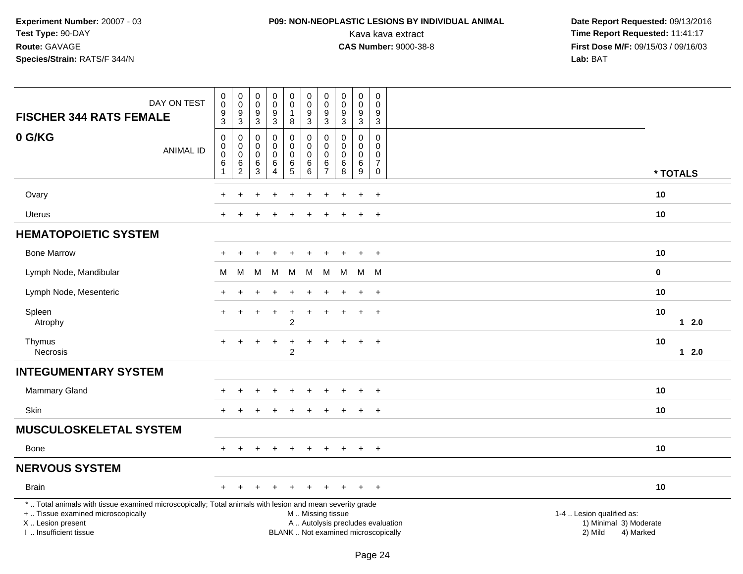**Experiment Number:** 20007 - 03
**Test Type:** 90-DAY
**Route:** GAVAGE
**Species/Strain:** RATS/F 344/N

**P09: NON-NEOPLASTIC LESIONS BY INDIVIDUAL ANIMAL**
Kava kava extract
**CAS Number:** 9000-38-8

**Date Report Requested:** 09/13/2016
**Time Report Requested:** 11:41:17
**First Dose M/F:** 09/15/03 / 09/16/03
**Lab:** BAT

| FISCHER 344 RATS FEMALE 0 G/KG | | | | | | | | | | | |
|---|---|---|---|---|---|---|---|---|---|---|---|
| DAY ON TEST | 0093 | 0093 | 0093 | 0093 | 0018 | 0093 | 0093 | 0093 | 0093 | 0093 | |
| ANIMAL ID | 00061 | 00062 | 00063 | 00064 | 00065 | 00066 | 00067 | 00068 | 00069 | 00070 | * TOTALS |
| Ovary | + | + | + | + | + | + | + | + | + | + | 10 |
| Uterus | + | + | + | + | + | + | + | + | + | + | 10 |
| **HEMATOPOIETIC SYSTEM** | | | | | | | | | | | |
| Bone Marrow | + | + | + | + | + | + | + | + | + | + | 10 |
| Lymph Node, Mandibular | M | M | M | M | M | M | M | M | M | M | 0 |
| Lymph Node, Mesenteric | + | + | + | + | + | + | + | + | + | + | 10 |
| Spleen | + | + | + | + | + | + | + | + | + | + | 10 |
| Atrophy | | | | | 2 | | | | | | 1 2.0 |
| Thymus | + | + | + | + | + | + | + | + | + | + | 10 |
| Necrosis | | | | | 2 | | | | | | 1 2.0 |
| **INTEGUMENTARY SYSTEM** | | | | | | | | | | | |
| Mammary Gland | + | + | + | + | + | + | + | + | + | + | 10 |
| Skin | + | + | + | + | + | + | + | + | + | + | 10 |
| **MUSCULOSKELETAL SYSTEM** | | | | | | | | | | | |
| Bone | + | + | + | + | + | + | + | + | + | + | 10 |
| **NERVOUS SYSTEM** | | | | | | | | | | | |
| Brain | + | + | + | + | + | + | + | + | + | + | 10 |

* .. Total animals with tissue examined microscopically; Total animals with lesion and mean severity grade
+ .. Tissue examined microscopically
X .. Lesion present
I .. Insufficient tissue

M .. Missing tissue
A .. Autolysis precludes evaluation
BLANK .. Not examined microscopically

1-4 .. Lesion qualified as:
1) Minimal 3) Moderate
2) Mild 4) Marked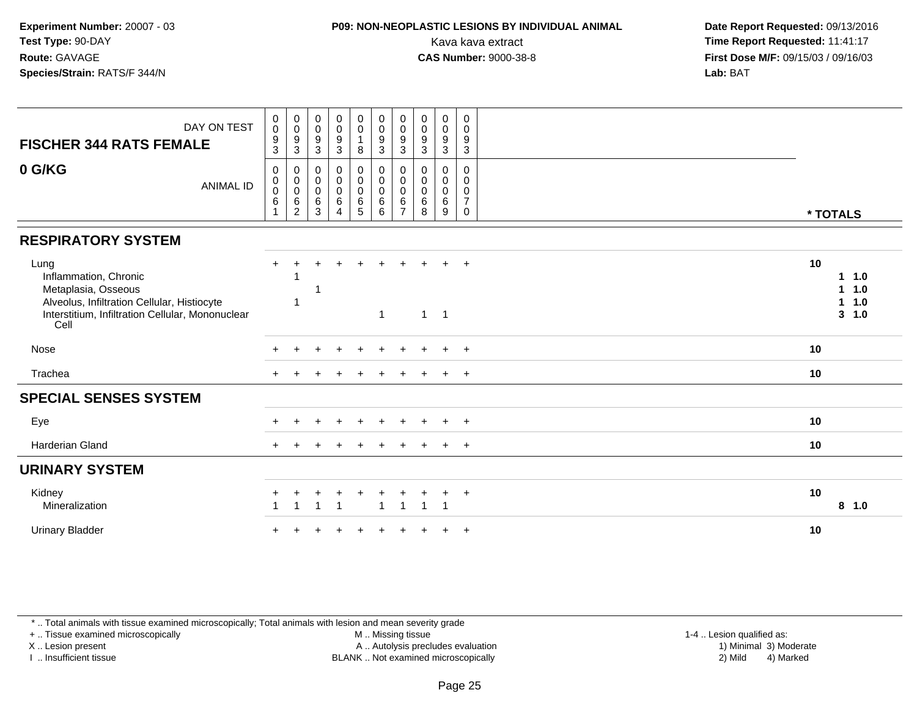**Experiment Number:** 20007 - 03
**Test Type:** 90-DAY
**Route:** GAVAGE
**Species/Strain:** RATS/F 344/N

**P09: NON-NEOPLASTIC LESIONS BY INDIVIDUAL ANIMAL**
Kava kava extract
**CAS Number:** 9000-38-8

**Date Report Requested:** 09/13/2016
**Time Report Requested:** 11:41:17
**First Dose M/F:** 09/15/03 / 09/16/03
**Lab:** BAT

| FISCHER 344 RATS FEMALE 0 G/KG | | | | | | | | | | | |
|---|---|---|---|---|---|---|---|---|---|---|---|
| DAY ON TEST | 0093 | 0093 | 0093 | 0093 | 0018 | 0093 | 0093 | 0093 | 0093 | 0093 | |
| ANIMAL ID | 00061 | 00062 | 00063 | 00064 | 00065 | 00066 | 00067 | 00068 | 00069 | 00070 | * TOTALS |
| **RESPIRATORY SYSTEM** | | | | | | | | | | | |
| Lung | + | + | + | + | + | + | + | + | + | + | 10 |
| Inflammation, Chronic | | 1 | | | | | | | | | 1 1.0 |
| Metaplasia, Osseous | | | 1 | | | | | | | | 1 1.0 |
| Alveolus, Infiltration Cellular, Histiocyte | | 1 | | | | | | | | | 1 1.0 |
| Interstitium, Infiltration Cellular, Mononuclear Cell | | | | | | 1 | | 1 | 1 | | 3 1.0 |
| Nose | + | + | + | + | + | + | + | + | + | + | 10 |
| Trachea | + | + | + | + | + | + | + | + | + | + | 10 |
| **SPECIAL SENSES SYSTEM** | | | | | | | | | | | |
| Eye | + | + | + | + | + | + | + | + | + | + | 10 |
| Harderian Gland | + | + | + | + | + | + | + | + | + | + | 10 |
| **URINARY SYSTEM** | | | | | | | | | | | |
| Kidney | + | + | + | + | + | + | + | + | + | + | 10 |
| Mineralization | 1 | 1 | 1 | 1 | | 1 | 1 | 1 | 1 | | 8 1.0 |
| Urinary Bladder | + | + | + | + | + | + | + | + | + | + | 10 |

\* .. Total animals with tissue examined microscopically; Total animals with lesion and mean severity grade
\+ .. Tissue examined microscopically
X .. Lesion present
I .. Insufficient tissue
M .. Missing tissue
A .. Autolysis precludes evaluation
BLANK .. Not examined microscopically
1-4 .. Lesion qualified as:
1) Minimal 3) Moderate
2) Mild 4) Marked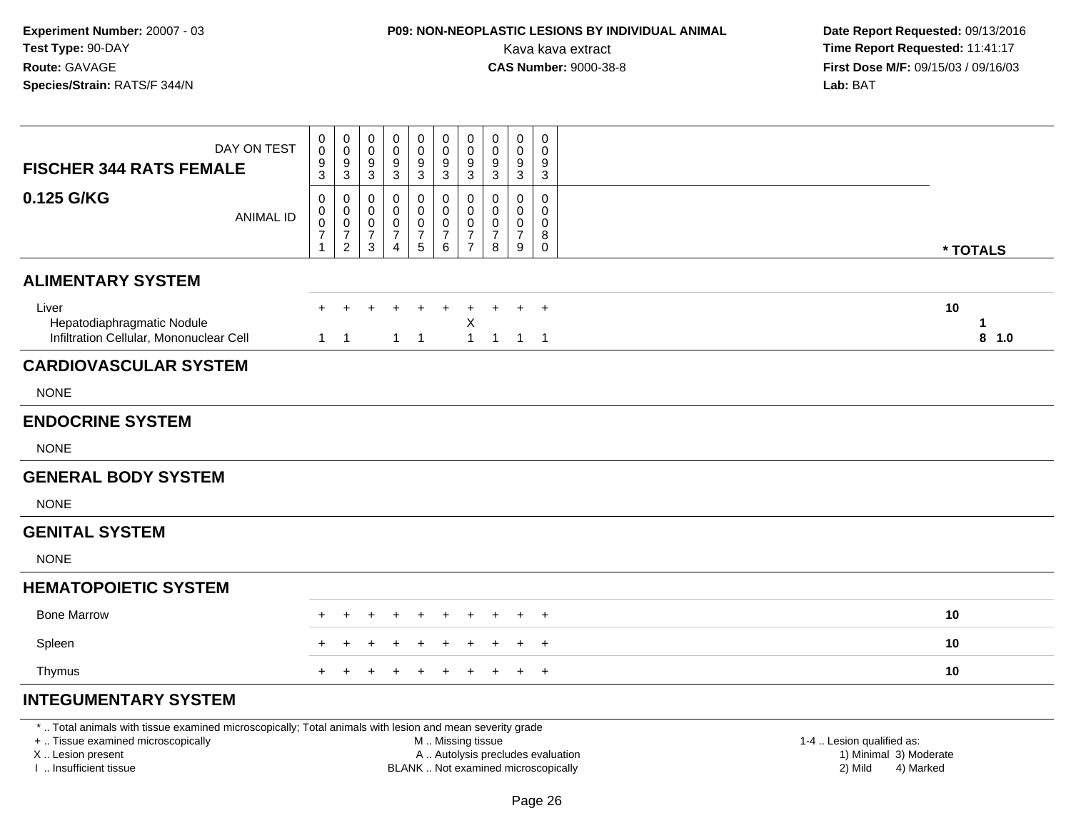**Experiment Number:** 20007 - 03
**Test Type:** 90-DAY
**Route:** GAVAGE
**Species/Strain:** RATS/F 344/N

**P09: NON-NEOPLASTIC LESIONS BY INDIVIDUAL ANIMAL**
Kava kava extract
**CAS Number:** 9000-38-8

**Date Report Requested:** 09/13/2016
**Time Report Requested:** 11:41:17
**First Dose M/F:** 09/15/03 / 09/16/03
**Lab:** BAT

| FISCHER 344 RATS FEMALE — DAY ON TEST | 0093 | 0093 | 0093 | 0093 | 0093 | 0093 | 0093 | 0093 | 0093 | 0093 | |
|---|---|---|---|---|---|---|---|---|---|---|---|
| **0.125 G/KG** — ANIMAL ID | 00071 | 00072 | 00073 | 00074 | 00075 | 00076 | 00077 | 00078 | 00079 | 00080 | * TOTALS |
| **ALIMENTARY SYSTEM** | | | | | | | | | | | |
| Liver | + | + | + | + | + | + | + | + | + | + | 10 |
| Hepatodiaphragmatic Nodule | | | | | | | X | | | | 1 |
| Infiltration Cellular, Mononuclear Cell | 1 | 1 | | 1 | 1 | | 1 | 1 | 1 | 1 | 8 1.0 |
| **CARDIOVASCULAR SYSTEM** | | | | | | | | | | | |
| NONE | | | | | | | | | | | |
| **ENDOCRINE SYSTEM** | | | | | | | | | | | |
| NONE | | | | | | | | | | | |
| **GENERAL BODY SYSTEM** | | | | | | | | | | | |
| NONE | | | | | | | | | | | |
| **GENITAL SYSTEM** | | | | | | | | | | | |
| NONE | | | | | | | | | | | |
| **HEMATOPOIETIC SYSTEM** | | | | | | | | | | | |
| Bone Marrow | + | + | + | + | + | + | + | + | + | + | 10 |
| Spleen | + | + | + | + | + | + | + | + | + | + | 10 |
| Thymus | + | + | + | + | + | + | + | + | + | + | 10 |
| **INTEGUMENTARY SYSTEM** | | | | | | | | | | | |

* .. Total animals with tissue examined microscopically; Total animals with lesion and mean severity grade
+ .. Tissue examined microscopically
X .. Lesion present
I .. Insufficient tissue

M .. Missing tissue
A .. Autolysis precludes evaluation
BLANK .. Not examined microscopically

1-4 .. Lesion qualified as:
1) Minimal 3) Moderate
2) Mild 4) Marked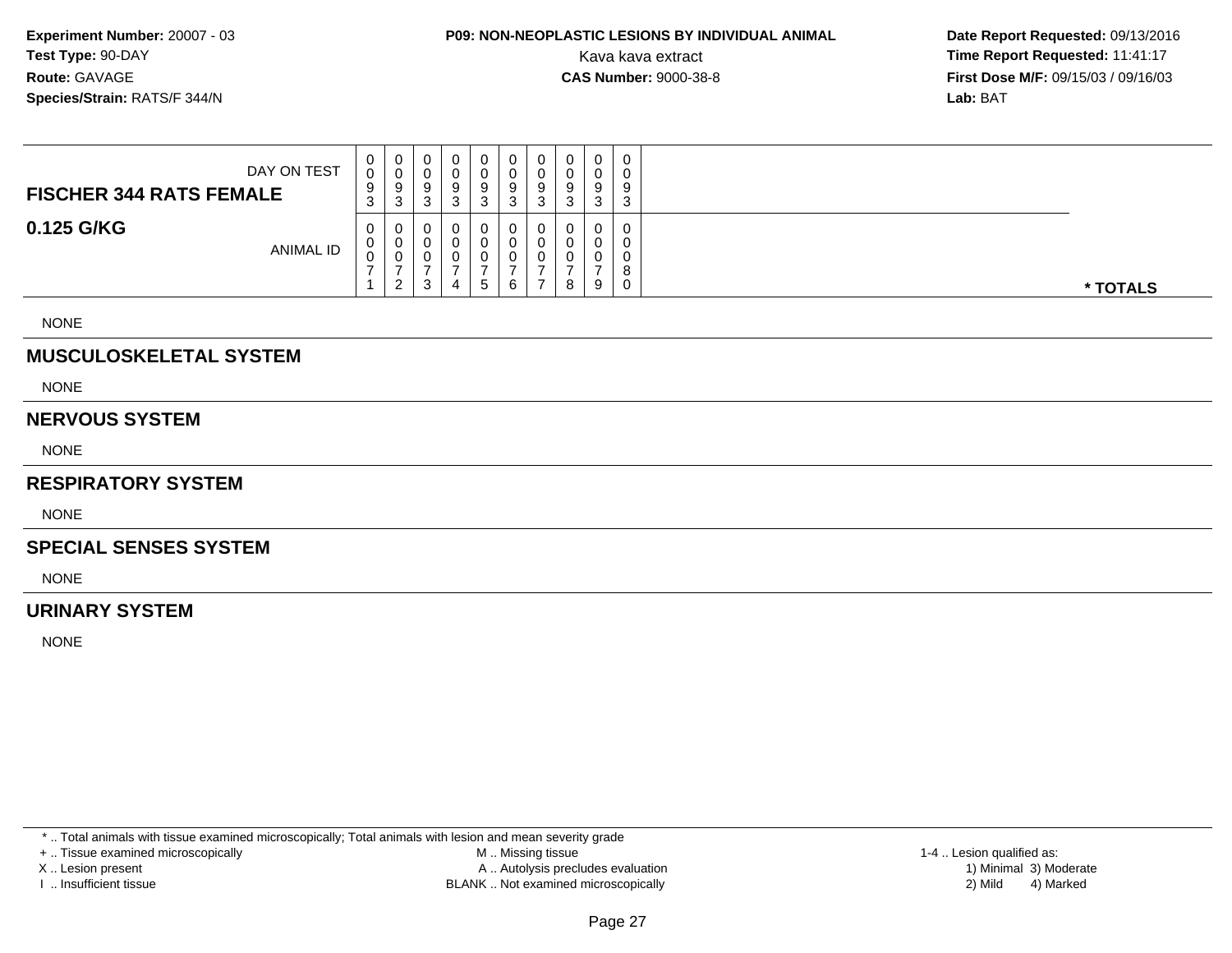**Experiment Number:** 20007 - 03
**Test Type:** 90-DAY
**Route:** GAVAGE
**Species/Strain:** RATS/F 344/N

**P09: NON-NEOPLASTIC LESIONS BY INDIVIDUAL ANIMAL**
Kava kava extract
**CAS Number:** 9000-38-8

**Date Report Requested:** 09/13/2016
**Time Report Requested:** 11:41:17
**First Dose M/F:** 09/15/03 / 09/16/03
**Lab:** BAT

| **FISCHER 344 RATS FEMALE** DAY ON TEST | 0093 | 0093 | 0093 | 0093 | 0093 | 0093 | 0093 | 0093 | 0093 | 0093 | |
|---|---|---|---|---|---|---|---|---|---|---|---|
| **0.125 G/KG** ANIMAL ID | 00071 | 00072 | 00073 | 00074 | 00075 | 00076 | 00077 | 00078 | 00079 | 00080 | *** TOTALS** |

NONE

## MUSCULOSKELETAL SYSTEM

NONE

## NERVOUS SYSTEM

NONE

## RESPIRATORY SYSTEM

NONE

## SPECIAL SENSES SYSTEM

NONE

## URINARY SYSTEM

NONE

* .. Total animals with tissue examined microscopically; Total animals with lesion and mean severity grade
+ .. Tissue examined microscopically
X .. Lesion present
I .. Insufficient tissue

M .. Missing tissue
A .. Autolysis precludes evaluation
BLANK .. Not examined microscopically

1-4 .. Lesion qualified as:
1) Minimal 3) Moderate
2) Mild 4) Marked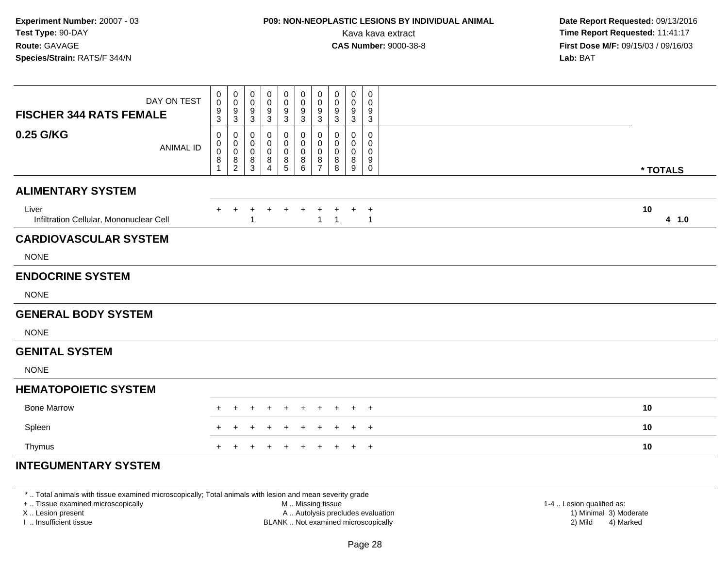**Experiment Number:** 20007 - 03
**Test Type:** 90-DAY
**Route:** GAVAGE
**Species/Strain:** RATS/F 344/N

**P09: NON-NEOPLASTIC LESIONS BY INDIVIDUAL ANIMAL**
Kava kava extract
**CAS Number:** 9000-38-8

**Date Report Requested:** 09/13/2016
**Time Report Requested:** 11:41:17
**First Dose M/F:** 09/15/03 / 09/16/03
**Lab:** BAT

| FISCHER 344 RATS FEMALE 0.25 G/KG | | | | | | | | | | | |
|---|---|---|---|---|---|---|---|---|---|---|---|
| DAY ON TEST | 0093 | 0093 | 0093 | 0093 | 0093 | 0093 | 0093 | 0093 | 0093 | 0093 | |
| ANIMAL ID | 00081 | 00082 | 00083 | 00084 | 00085 | 00086 | 00087 | 00088 | 00089 | 00090 | * TOTALS |
| **ALIMENTARY SYSTEM** | | | | | | | | | | | |
| Liver | + | + | + | + | + | + | + | + | + | + | 10 |
| Infiltration Cellular, Mononuclear Cell | | | 1 | | | | 1 | 1 | | 1 | 4 1.0 |
| **CARDIOVASCULAR SYSTEM** | | | | | | | | | | | |
| NONE | | | | | | | | | | | |
| **ENDOCRINE SYSTEM** | | | | | | | | | | | |
| NONE | | | | | | | | | | | |
| **GENERAL BODY SYSTEM** | | | | | | | | | | | |
| NONE | | | | | | | | | | | |
| **GENITAL SYSTEM** | | | | | | | | | | | |
| NONE | | | | | | | | | | | |
| **HEMATOPOIETIC SYSTEM** | | | | | | | | | | | |
| Bone Marrow | + | + | + | + | + | + | + | + | + | + | 10 |
| Spleen | + | + | + | + | + | + | + | + | + | + | 10 |
| Thymus | + | + | + | + | + | + | + | + | + | + | 10 |
| **INTEGUMENTARY SYSTEM** | | | | | | | | | | | |

* .. Total animals with tissue examined microscopically; Total animals with lesion and mean severity grade
+ .. Tissue examined microscopically
X .. Lesion present
I .. Insufficient tissue
M .. Missing tissue
A .. Autolysis precludes evaluation
BLANK .. Not examined microscopically
1-4 .. Lesion qualified as:
1) Minimal 3) Moderate
2) Mild 4) Marked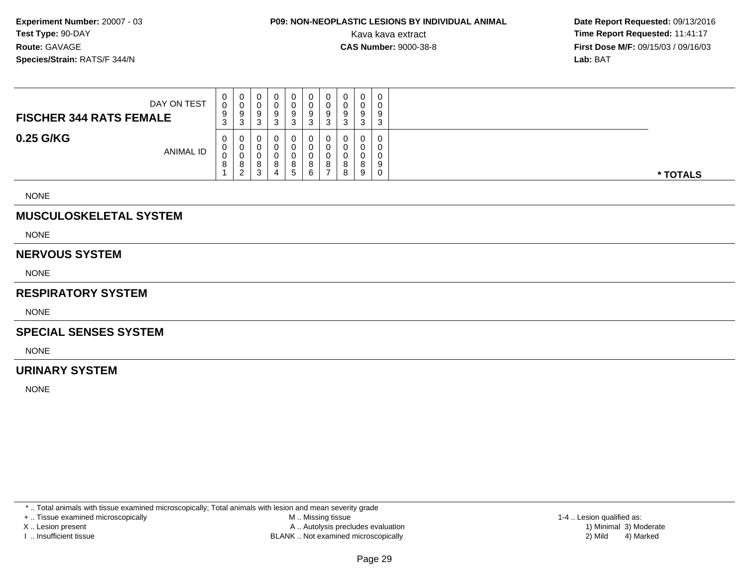**Experiment Number:** 20007 - 03
**Test Type:** 90-DAY
**Route:** GAVAGE
**Species/Strain:** RATS/F 344/N

**P09: NON-NEOPLASTIC LESIONS BY INDIVIDUAL ANIMAL**
Kava kava extract
**CAS Number:** 9000-38-8

**Date Report Requested:** 09/13/2016
**Time Report Requested:** 11:41:17
**First Dose M/F:** 09/15/03 / 09/16/03
**Lab:** BAT

| FISCHER 344 RATS FEMALE / 0.25 G/KG | | | | | | | | | | | |
|---|---|---|---|---|---|---|---|---|---|---|---|
| DAY ON TEST | 0093 | 0093 | 0093 | 0093 | 0093 | 0093 | 0093 | 0093 | 0093 | 0093 | |
| ANIMAL ID | 00081 | 00082 | 00083 | 00084 | 00085 | 00086 | 00087 | 00088 | 00089 | 00090 | * TOTALS |

NONE

## MUSCULOSKELETAL SYSTEM

NONE

## NERVOUS SYSTEM

NONE

## RESPIRATORY SYSTEM

NONE

## SPECIAL SENSES SYSTEM

NONE

## URINARY SYSTEM

NONE

* .. Total animals with tissue examined microscopically; Total animals with lesion and mean severity grade
+ .. Tissue examined microscopically
X .. Lesion present
I .. Insufficient tissue
M .. Missing tissue
A .. Autolysis precludes evaluation
BLANK .. Not examined microscopically
1-4 .. Lesion qualified as:
1) Minimal 3) Moderate
2) Mild 4) Marked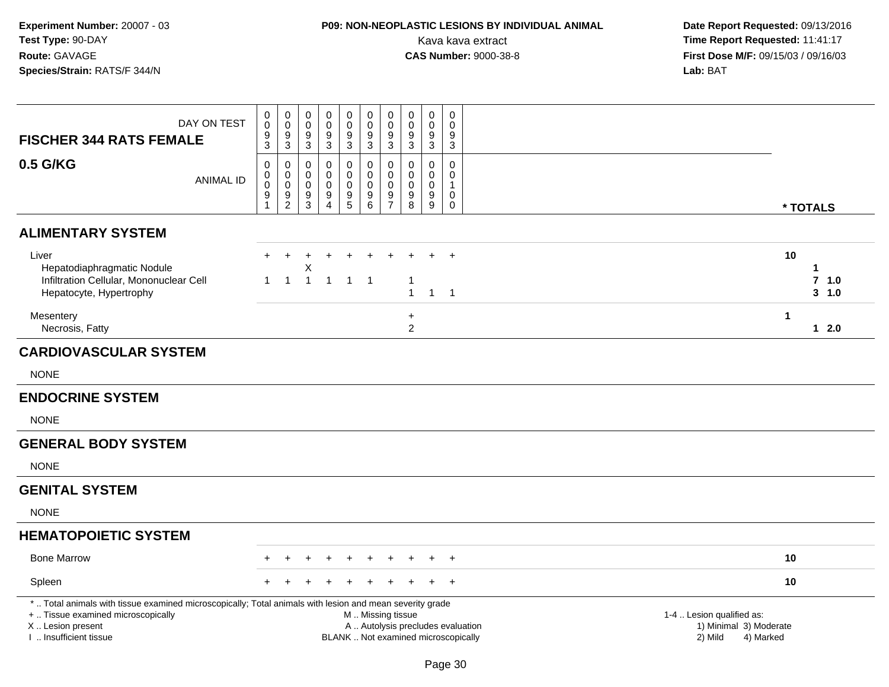**Experiment Number:** 20007 - 03
**Test Type:** 90-DAY
**Route:** GAVAGE
**Species/Strain:** RATS/F 344/N

**P09: NON-NEOPLASTIC LESIONS BY INDIVIDUAL ANIMAL**
Kava kava extract
**CAS Number:** 9000-38-8

**Date Report Requested:** 09/13/2016
**Time Report Requested:** 11:41:17
**First Dose M/F:** 09/15/03 / 09/16/03
**Lab:** BAT

| FISCHER 344 RATS FEMALE 0.5 G/KG — DAY ON TEST | 0093 | 0093 | 0093 | 0093 | 0093 | 0093 | 0093 | 0093 | 0093 | 0093 | |
|---|---|---|---|---|---|---|---|---|---|---|---|
| ANIMAL ID | 00091 | 00092 | 00093 | 00094 | 00095 | 00096 | 00097 | 00098 | 00099 | 00100 | * TOTALS |
| **ALIMENTARY SYSTEM** | | | | | | | | | | | |
| Liver | + | + | + | + | + | + | + | + | + | + | 10 |
| Hepatodiaphragmatic Nodule | | | X | | | | | | | | 1 |
| Infiltration Cellular, Mononuclear Cell | 1 | 1 | 1 | 1 | 1 | 1 | | 1 | | | 7 1.0 |
| Hepatocyte, Hypertrophy | | | | | | | | 1 | 1 | 1 | 3 1.0 |
| Mesentery | | | | | | | | + | | | 1 |
| Necrosis, Fatty | | | | | | | | 2 | | | 1 2.0 |
| **CARDIOVASCULAR SYSTEM** | | | | | | | | | | | |
| NONE | | | | | | | | | | | |
| **ENDOCRINE SYSTEM** | | | | | | | | | | | |
| NONE | | | | | | | | | | | |
| **GENERAL BODY SYSTEM** | | | | | | | | | | | |
| NONE | | | | | | | | | | | |
| **GENITAL SYSTEM** | | | | | | | | | | | |
| NONE | | | | | | | | | | | |
| **HEMATOPOIETIC SYSTEM** | | | | | | | | | | | |
| Bone Marrow | + | + | + | + | + | + | + | + | + | + | 10 |
| Spleen | + | + | + | + | + | + | + | + | + | + | 10 |

* .. Total animals with tissue examined microscopically; Total animals with lesion and mean severity grade
+ .. Tissue examined microscopically
X .. Lesion present
I .. Insufficient tissue

M .. Missing tissue
A .. Autolysis precludes evaluation
BLANK .. Not examined microscopically

1-4 .. Lesion qualified as:
1) Minimal 3) Moderate
2) Mild 4) Marked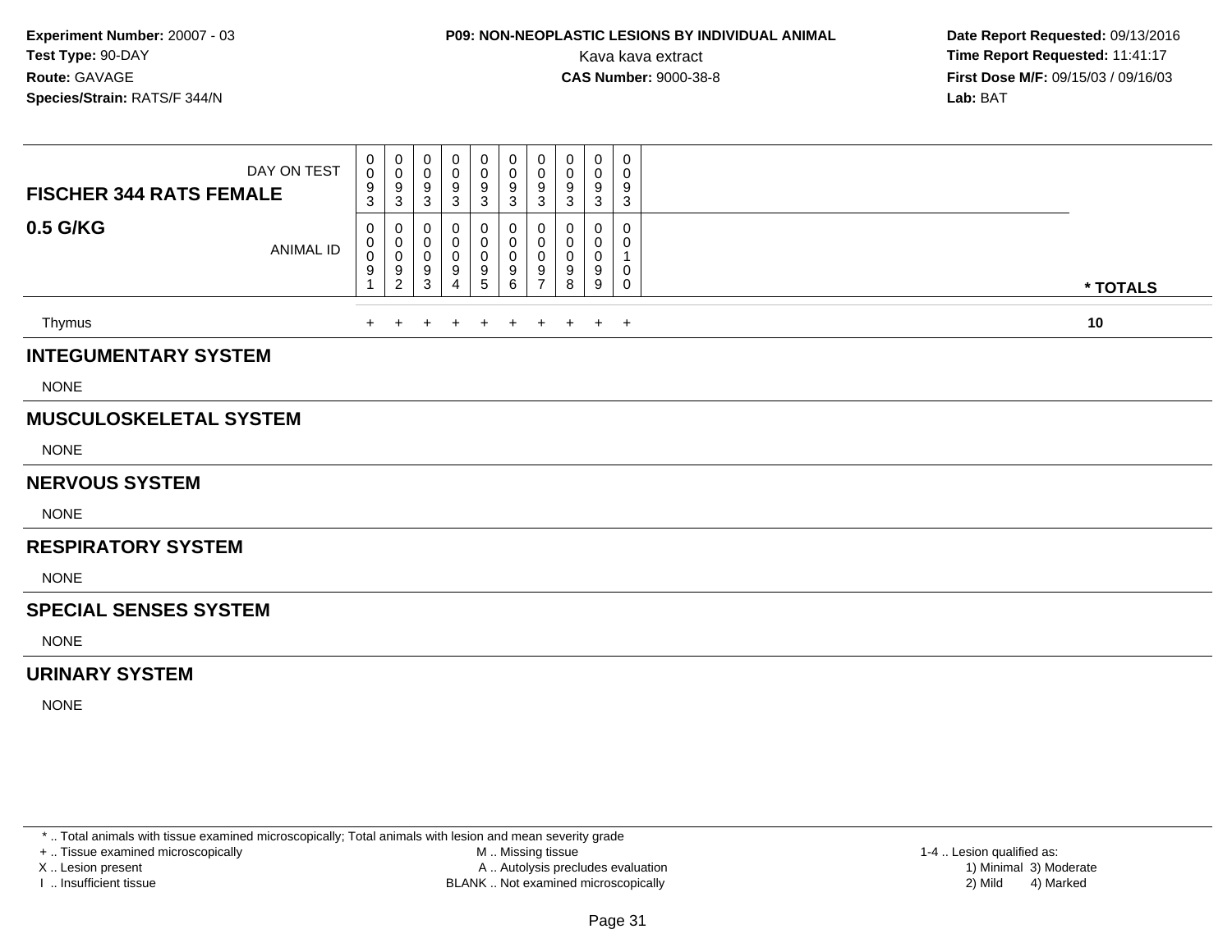**Experiment Number:** 20007 - 03
**Test Type:** 90-DAY
**Route:** GAVAGE
**Species/Strain:** RATS/F 344/N

**P09: NON-NEOPLASTIC LESIONS BY INDIVIDUAL ANIMAL**
Kava kava extract
**CAS Number:** 9000-38-8

**Date Report Requested:** 09/13/2016
**Time Report Requested:** 11:41:17
**First Dose M/F:** 09/15/03 / 09/16/03
**Lab:** BAT

| FISCHER 344 RATS FEMALE 0.5 G/KG | | | | | | | | | | | |
|---|---|---|---|---|---|---|---|---|---|---|---|
| DAY ON TEST | 0093 | 0093 | 0093 | 0093 | 0093 | 0093 | 0093 | 0093 | 0093 | 0093 | |
| ANIMAL ID | 00091 | 00092 | 00093 | 00094 | 00095 | 00096 | 00097 | 00098 | 00099 | 00100 | * TOTALS |
| Thymus | + | + | + | + | + | + | + | + | + | + | 10 |
| **INTEGUMENTARY SYSTEM** | | | | | | | | | | | |
| NONE | | | | | | | | | | | |
| **MUSCULOSKELETAL SYSTEM** | | | | | | | | | | | |
| NONE | | | | | | | | | | | |
| **NERVOUS SYSTEM** | | | | | | | | | | | |
| NONE | | | | | | | | | | | |
| **RESPIRATORY SYSTEM** | | | | | | | | | | | |
| NONE | | | | | | | | | | | |
| **SPECIAL SENSES SYSTEM** | | | | | | | | | | | |
| NONE | | | | | | | | | | | |
| **URINARY SYSTEM** | | | | | | | | | | | |
| NONE | | | | | | | | | | | |

* .. Total animals with tissue examined microscopically; Total animals with lesion and mean severity grade
+ .. Tissue examined microscopically
X .. Lesion present
I .. Insufficient tissue
M .. Missing tissue
A .. Autolysis precludes evaluation
BLANK .. Not examined microscopically
1-4 .. Lesion qualified as:
1) Minimal 2) Mild 3) Moderate 4) Marked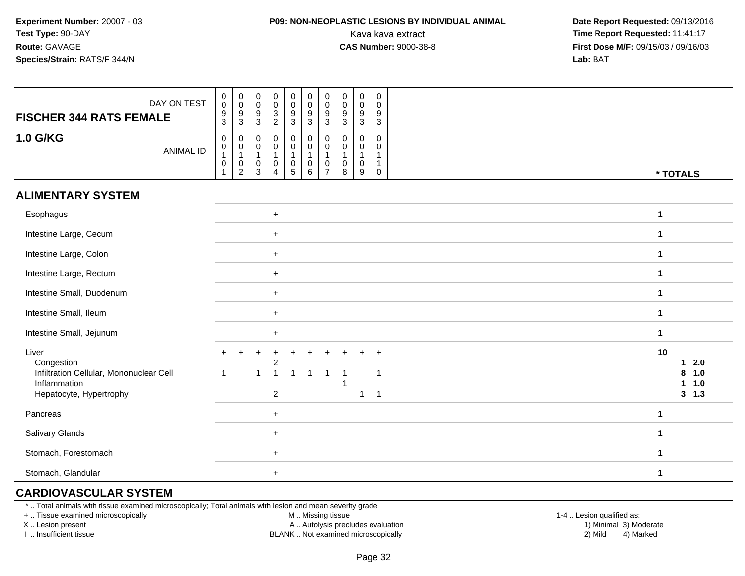**Experiment Number:** 20007 - 03
**Test Type:** 90-DAY
**Route:** GAVAGE
**Species/Strain:** RATS/F 344/N

**P09: NON-NEOPLASTIC LESIONS BY INDIVIDUAL ANIMAL**
Kava kava extract
**CAS Number:** 9000-38-8

**Date Report Requested:** 09/13/2016
**Time Report Requested:** 11:41:17
**First Dose M/F:** 09/15/03 / 09/16/03
**Lab:** BAT

| FISCHER 344 RATS FEMALE — DAY ON TEST | 0093 | 0093 | 0093 | 0032 | 0093 | 0093 | 0093 | 0093 | 0093 | 0093 | |
|---|---|---|---|---|---|---|---|---|---|---|---|
| **1.0 G/KG** — ANIMAL ID | 00101 | 00102 | 00103 | 00104 | 00105 | 00106 | 00107 | 00108 | 00109 | 00110 | * TOTALS |
| **ALIMENTARY SYSTEM** | | | | | | | | | | | |
| Esophagus | | | | + | | | | | | | 1 |
| Intestine Large, Cecum | | | | + | | | | | | | 1 |
| Intestine Large, Colon | | | | + | | | | | | | 1 |
| Intestine Large, Rectum | | | | + | | | | | | | 1 |
| Intestine Small, Duodenum | | | | + | | | | | | | 1 |
| Intestine Small, Ileum | | | | + | | | | | | | 1 |
| Intestine Small, Jejunum | | | | + | | | | | | | 1 |
| Liver | + | + | + | + | + | + | + | + | + | + | 10 |
| Congestion | | | | 2 | | | | | | | 1 2.0 |
| Infiltration Cellular, Mononuclear Cell | 1 | | 1 | 1 | 1 | 1 | 1 | 1 | | 1 | 8 1.0 |
| Inflammation | | | | | | | | 1 | | | 1 1.0 |
| Hepatocyte, Hypertrophy | | | | 2 | | | | | 1 | 1 | 3 1.3 |
| Pancreas | | | | + | | | | | | | 1 |
| Salivary Glands | | | | + | | | | | | | 1 |
| Stomach, Forestomach | | | | + | | | | | | | 1 |
| Stomach, Glandular | | | | + | | | | | | | 1 |

**CARDIOVASCULAR SYSTEM**

\* .. Total animals with tissue examined microscopically; Total animals with lesion and mean severity grade
+ .. Tissue examined microscopically
X .. Lesion present
I .. Insufficient tissue

M .. Missing tissue
A .. Autolysis precludes evaluation
BLANK .. Not examined microscopically

1-4 .. Lesion qualified as:
1) Minimal 3) Moderate
2) Mild 4) Marked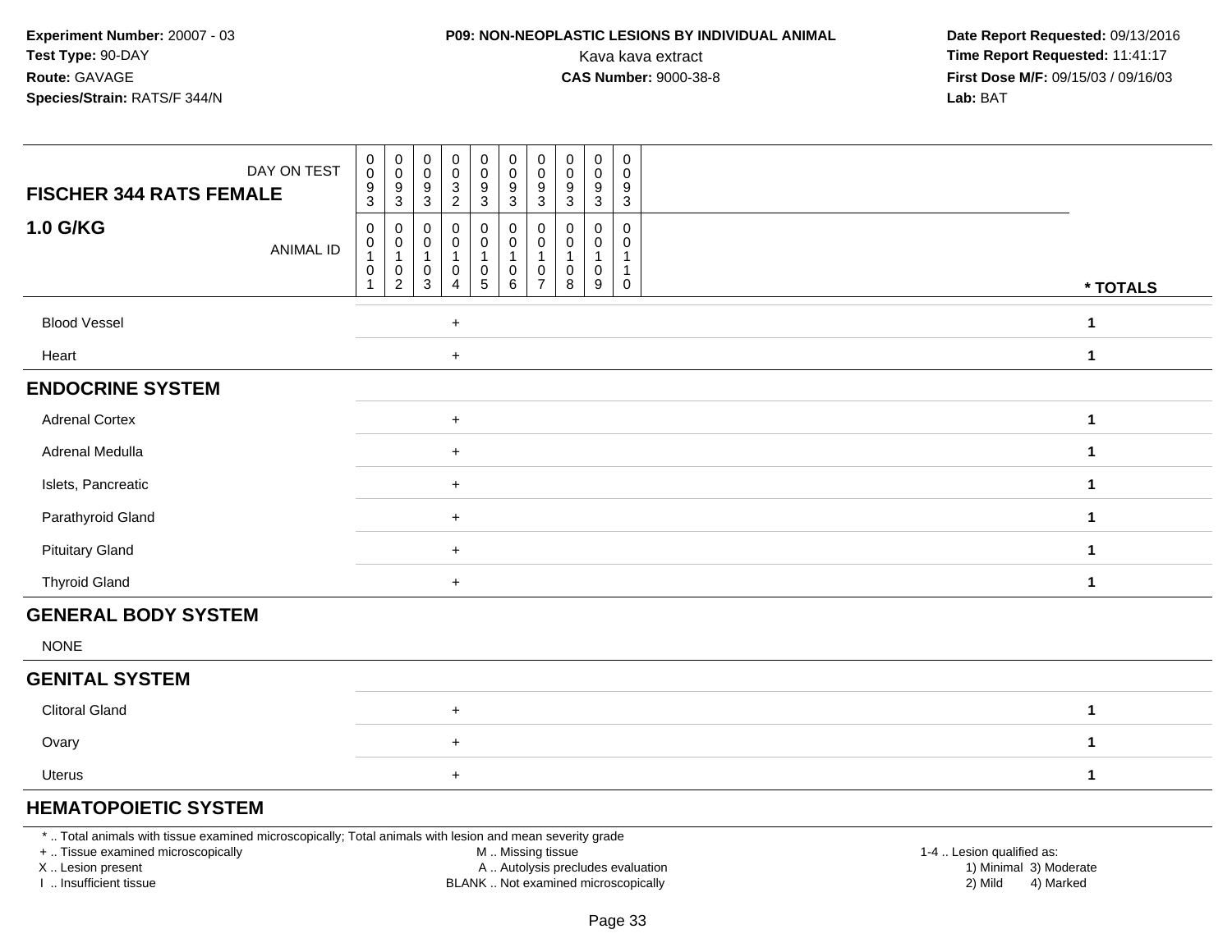**Experiment Number:** 20007 - 03
**Test Type:** 90-DAY
**Route:** GAVAGE
**Species/Strain:** RATS/F 344/N

**P09: NON-NEOPLASTIC LESIONS BY INDIVIDUAL ANIMAL**
Kava kava extract
**CAS Number:** 9000-38-8

**Date Report Requested:** 09/13/2016
**Time Report Requested:** 11:41:17
**First Dose M/F:** 09/15/03 / 09/16/03
**Lab:** BAT

| FISCHER 344 RATS FEMALE 1.0 G/KG | DAY ON TEST | 0093 | 0093 | 0093 | 0032 | 0093 | 0093 | 0093 | 0093 | 0093 | 0093 | |
|---|---|---|---|---|---|---|---|---|---|---|---|---|
| | ANIMAL ID | 00101 | 00102 | 00103 | 00104 | 00105 | 00106 | 00107 | 00108 | 00109 | 00110 | * TOTALS |
| Blood Vessel | | | | | + | | | | | | | 1 |
| Heart | | | | | + | | | | | | | 1 |
| **ENDOCRINE SYSTEM** | | | | | | | | | | | | |
| Adrenal Cortex | | | | | + | | | | | | | 1 |
| Adrenal Medulla | | | | | + | | | | | | | 1 |
| Islets, Pancreatic | | | | | + | | | | | | | 1 |
| Parathyroid Gland | | | | | + | | | | | | | 1 |
| Pituitary Gland | | | | | + | | | | | | | 1 |
| Thyroid Gland | | | | | + | | | | | | | 1 |
| **GENERAL BODY SYSTEM** | | | | | | | | | | | | |
| NONE | | | | | | | | | | | | |
| **GENITAL SYSTEM** | | | | | | | | | | | | |
| Clitoral Gland | | | | | + | | | | | | | 1 |
| Ovary | | | | | + | | | | | | | 1 |
| Uterus | | | | | + | | | | | | | 1 |
| **HEMATOPOIETIC SYSTEM** | | | | | | | | | | | | |

* .. Total animals with tissue examined microscopically; Total animals with lesion and mean severity grade
+ .. Tissue examined microscopically
X .. Lesion present
I .. Insufficient tissue

M .. Missing tissue
A .. Autolysis precludes evaluation
BLANK .. Not examined microscopically

1-4 .. Lesion qualified as:
1) Minimal 3) Moderate
2) Mild 4) Marked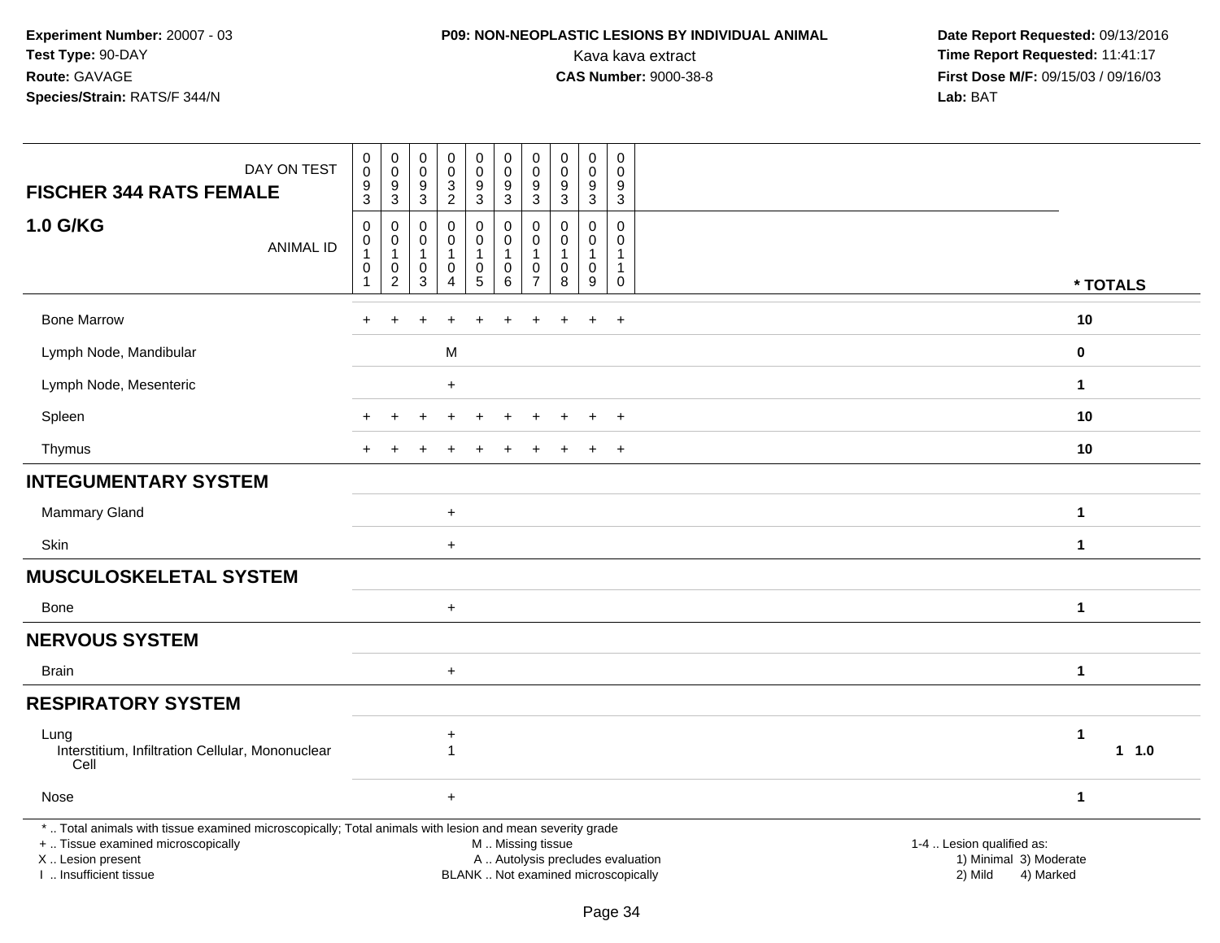**Experiment Number:** 20007 - 03
**Test Type:** 90-DAY
**Route:** GAVAGE
**Species/Strain:** RATS/F 344/N

**P09: NON-NEOPLASTIC LESIONS BY INDIVIDUAL ANIMAL**
Kava kava extract
**CAS Number:** 9000-38-8

**Date Report Requested:** 09/13/2016
**Time Report Requested:** 11:41:17
**First Dose M/F:** 09/15/03 / 09/16/03
**Lab:** BAT

| FISCHER 344 RATS FEMALE 1.0 G/KG | DAY ON TEST | 0093 | 0093 | 0093 | 0032 | 0093 | 0093 | 0093 | 0093 | 0093 | 0093 | | |
|---|---|---|---|---|---|---|---|---|---|---|---|---|---|
| | ANIMAL ID | 00101 | 00102 | 00103 | 00104 | 00105 | 00106 | 00107 | 00108 | 00109 | 00110 | * TOTALS | |
| Bone Marrow | | + | + | + | + | + | + | + | + | + | + | 10 | |
| Lymph Node, Mandibular | | | | | M | | | | | | | 0 | |
| Lymph Node, Mesenteric | | | | | + | | | | | | | 1 | |
| Spleen | | + | + | + | + | + | + | + | + | + | + | 10 | |
| Thymus | | + | + | + | + | + | + | + | + | + | + | 10 | |
| **INTEGUMENTARY SYSTEM** | | | | | | | | | | | | | |
| Mammary Gland | | | | | + | | | | | | | 1 | |
| Skin | | | | | + | | | | | | | 1 | |
| **MUSCULOSKELETAL SYSTEM** | | | | | | | | | | | | | |
| Bone | | | | | + | | | | | | | 1 | |
| **NERVOUS SYSTEM** | | | | | | | | | | | | | |
| Brain | | | | | + | | | | | | | 1 | |
| **RESPIRATORY SYSTEM** | | | | | | | | | | | | | |
| Lung | | | | | + | | | | | | | 1 | |
| Interstitium, Infiltration Cellular, Mononuclear Cell | | | | | 1 | | | | | | | 1 | 1.0 |
| Nose | | | | | + | | | | | | | 1 | |

* .. Total animals with tissue examined microscopically; Total animals with lesion and mean severity grade
+ .. Tissue examined microscopically
X .. Lesion present
I .. Insufficient tissue

M .. Missing tissue
A .. Autolysis precludes evaluation
BLANK .. Not examined microscopically

1-4 .. Lesion qualified as:
1) Minimal 3) Moderate
2) Mild 4) Marked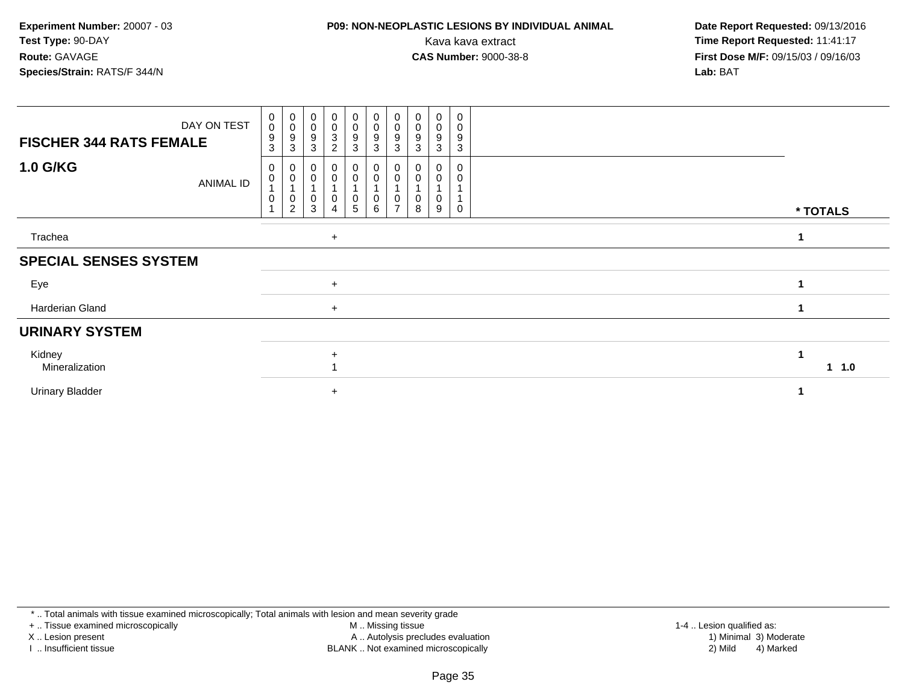**Experiment Number:** 20007 - 03
**Test Type:** 90-DAY
**Route:** GAVAGE
**Species/Strain:** RATS/F 344/N

**P09: NON-NEOPLASTIC LESIONS BY INDIVIDUAL ANIMAL**
Kava kava extract
**CAS Number:** 9000-38-8

**Date Report Requested:** 09/13/2016
**Time Report Requested:** 11:41:17
**First Dose M/F:** 09/15/03 / 09/16/03
**Lab:** BAT

| **FISCHER 344 RATS FEMALE** DAY ON TEST | 0093 | 0093 | 0093 | 0032 | 0093 | 0093 | 0093 | 0093 | 0093 | 0093 | |
|---|---|---|---|---|---|---|---|---|---|---|---|
| **1.0 G/KG** ANIMAL ID | 00101 | 00102 | 00103 | 00104 | 00105 | 00106 | 00107 | 00108 | 00109 | 00110 | *** TOTALS** |
| Trachea | | | | + | | | | | | | **1** |
| **SPECIAL SENSES SYSTEM** | | | | | | | | | | | |
| Eye | | | | + | | | | | | | **1** |
| Harderian Gland | | | | + | | | | | | | **1** |
| **URINARY SYSTEM** | | | | | | | | | | | |
| Kidney | | | | + | | | | | | | **1** |
| Mineralization | | | | 1 | | | | | | | **1 1.0** |
| Urinary Bladder | | | | + | | | | | | | **1** |

* .. Total animals with tissue examined microscopically; Total animals with lesion and mean severity grade
+ .. Tissue examined microscopically
X .. Lesion present
I .. Insufficient tissue
M .. Missing tissue
A .. Autolysis precludes evaluation
BLANK .. Not examined microscopically
1-4 .. Lesion qualified as:
1) Minimal 3) Moderate
2) Mild 4) Marked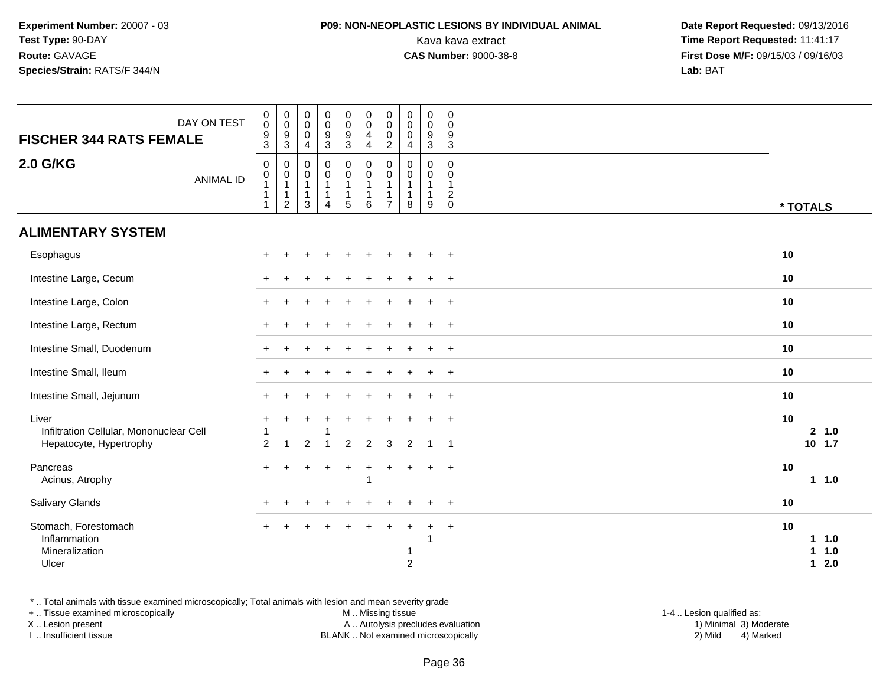**Experiment Number:** 20007 - 03
**Test Type:** 90-DAY
**Route:** GAVAGE
**Species/Strain:** RATS/F 344/N

**P09: NON-NEOPLASTIC LESIONS BY INDIVIDUAL ANIMAL**
Kava kava extract
**CAS Number:** 9000-38-8

**Date Report Requested:** 09/13/2016
**Time Report Requested:** 11:41:17
**First Dose M/F:** 09/15/03 / 09/16/03
**Lab:** BAT

| FISCHER 344 RATS FEMALE 2.0 G/KG | | | | | | | | | | | |
|---|---|---|---|---|---|---|---|---|---|---|---|
| DAY ON TEST | 0093 | 0093 | 0004 | 0093 | 0093 | 0044 | 0002 | 0004 | 0093 | 0093 | |
| ANIMAL ID | 00111 | 00112 | 00113 | 00114 | 00115 | 00116 | 00117 | 00118 | 00119 | 00120 | * TOTALS |
| **ALIMENTARY SYSTEM** | | | | | | | | | | | |
| Esophagus | + | + | + | + | + | + | + | + | + | + | 10 |
| Intestine Large, Cecum | + | + | + | + | + | + | + | + | + | + | 10 |
| Intestine Large, Colon | + | + | + | + | + | + | + | + | + | + | 10 |
| Intestine Large, Rectum | + | + | + | + | + | + | + | + | + | + | 10 |
| Intestine Small, Duodenum | + | + | + | + | + | + | + | + | + | + | 10 |
| Intestine Small, Ileum | + | + | + | + | + | + | + | + | + | + | 10 |
| Intestine Small, Jejunum | + | + | + | + | + | + | + | + | + | + | 10 |
| Liver | + | + | + | + | + | + | + | + | + | + | 10 |
| Infiltration Cellular, Mononuclear Cell | 1 | | | 1 | | | | | | | **2 1.0** |
| Hepatocyte, Hypertrophy | 2 | 1 | 2 | 1 | 2 | 2 | 3 | 2 | 1 | 1 | **10 1.7** |
| Pancreas | + | + | + | + | + | + | + | + | + | + | 10 |
| Acinus, Atrophy | | | | | | 1 | | | | | **1 1.0** |
| Salivary Glands | + | + | + | + | + | + | + | + | + | + | 10 |
| Stomach, Forestomach | + | + | + | + | + | + | + | + | + | + | 10 |
| Inflammation | | | | | | | | | 1 | | **1 1.0** |
| Mineralization | | | | | | | | 1 | | | **1 1.0** |
| Ulcer | | | | | | | | 2 | | | **1 2.0** |

\* .. Total animals with tissue examined microscopically; Total animals with lesion and mean severity grade
\+ .. Tissue examined microscopically
X .. Lesion present
I .. Insufficient tissue
M .. Missing tissue
A .. Autolysis precludes evaluation
BLANK .. Not examined microscopically
1-4 .. Lesion qualified as: 1) Minimal 2) Mild 3) Moderate 4) Marked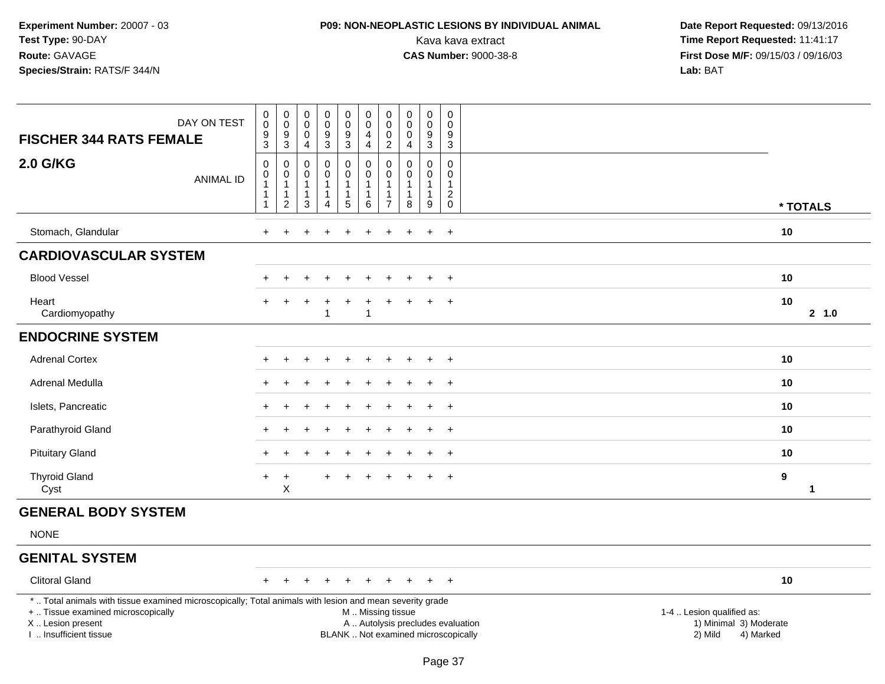**Experiment Number:** 20007 - 03
**Test Type:** 90-DAY
**Route:** GAVAGE
**Species/Strain:** RATS/F 344/N

**P09: NON-NEOPLASTIC LESIONS BY INDIVIDUAL ANIMAL**
Kava kava extract
**CAS Number:** 9000-38-8

**Date Report Requested:** 09/13/2016
**Time Report Requested:** 11:41:17
**First Dose M/F:** 09/15/03 / 09/16/03
**Lab:** BAT

| FISCHER 344 RATS FEMALE / 2.0 G/KG | | | | | | | | | | | |
|---|---|---|---|---|---|---|---|---|---|---|---|
| DAY ON TEST | 0093 | 0093 | 0004 | 0093 | 0093 | 0044 | 0002 | 0004 | 0093 | 0093 | |
| ANIMAL ID | 00111 | 00112 | 00113 | 00114 | 00115 | 00116 | 00117 | 00118 | 00119 | 00120 | * TOTALS |
| Stomach, Glandular | + | + | + | + | + | + | + | + | + | + | 10 |
| **CARDIOVASCULAR SYSTEM** | | | | | | | | | | | |
| Blood Vessel | + | + | + | + | + | + | + | + | + | + | 10 |
| Heart | + | + | + | + | + | + | + | + | + | + | 10 |
| Cardiomyopathy | | | | 1 | | 1 | | | | | 2 1.0 |
| **ENDOCRINE SYSTEM** | | | | | | | | | | | |
| Adrenal Cortex | + | + | + | + | + | + | + | + | + | + | 10 |
| Adrenal Medulla | + | + | + | + | + | + | + | + | + | + | 10 |
| Islets, Pancreatic | + | + | + | + | + | + | + | + | + | + | 10 |
| Parathyroid Gland | + | + | + | + | + | + | + | + | + | + | 10 |
| Pituitary Gland | + | + | + | + | + | + | + | + | + | + | 10 |
| Thyroid Gland | + | + | | + | + | + | + | + | + | + | 9 |
| Cyst | | X | | | | | | | | | 1 |
| **GENERAL BODY SYSTEM** | | | | | | | | | | | |
| NONE | | | | | | | | | | | |
| **GENITAL SYSTEM** | | | | | | | | | | | |
| Clitoral Gland | + | + | + | + | + | + | + | + | + | + | 10 |

* .. Total animals with tissue examined microscopically; Total animals with lesion and mean severity grade
+ .. Tissue examined microscopically
X .. Lesion present
I .. Insufficient tissue
M .. Missing tissue
A .. Autolysis precludes evaluation
BLANK .. Not examined microscopically
1-4 .. Lesion qualified as: 1) Minimal 2) Mild 3) Moderate 4) Marked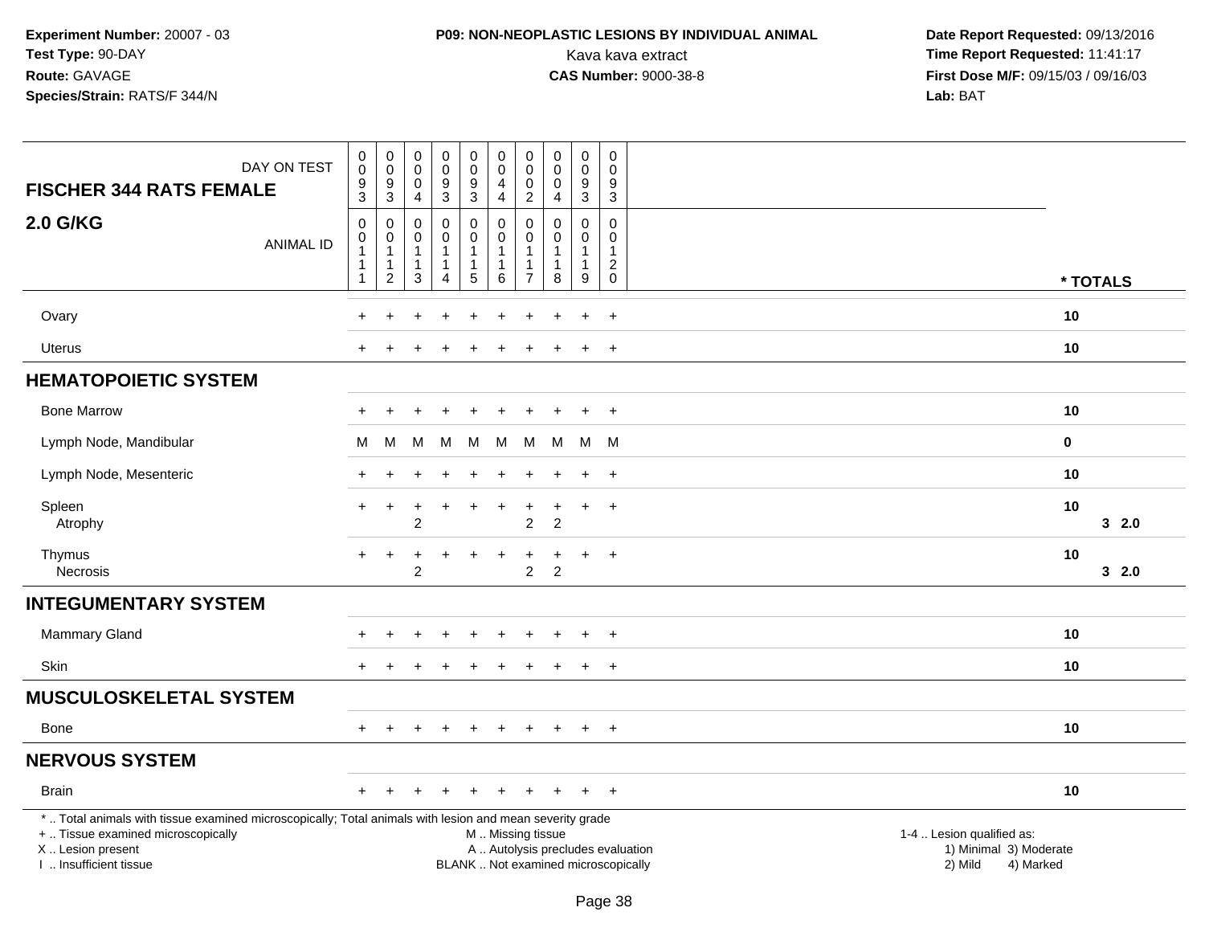**Experiment Number:** 20007 - 03
**Test Type:** 90-DAY
**Route:** GAVAGE
**Species/Strain:** RATS/F 344/N

**P09: NON-NEOPLASTIC LESIONS BY INDIVIDUAL ANIMAL**
Kava kava extract
**CAS Number:** 9000-38-8

**Date Report Requested:** 09/13/2016
**Time Report Requested:** 11:41:17
**First Dose M/F:** 09/15/03 / 09/16/03
**Lab:** BAT

| FISCHER 344 RATS FEMALE — DAY ON TEST | 0093 | 0093 | 0004 | 0093 | 0093 | 0044 | 0002 | 0004 | 0093 | 0093 | |
|---|---|---|---|---|---|---|---|---|---|---|---|
| **2.0 G/KG** — ANIMAL ID | 00111 | 00112 | 00113 | 00114 | 00115 | 00116 | 00117 | 00118 | 00119 | 00120 | *** TOTALS** |
| Ovary | + | + | + | + | + | + | + | + | + | + | **10** |
| Uterus | + | + | + | + | + | + | + | + | + | + | **10** |
| **HEMATOPOIETIC SYSTEM** | | | | | | | | | | | |
| Bone Marrow | + | + | + | + | + | + | + | + | + | + | **10** |
| Lymph Node, Mandibular | M | M | M | M | M | M | M | M | M | M | **0** |
| Lymph Node, Mesenteric | + | + | + | + | + | + | + | + | + | + | **10** |
| Spleen | + | + | + | + | + | + | + | + | + | + | **10** |
| Atrophy | | | 2 | | | | 2 | 2 | | | **3 2.0** |
| Thymus | + | + | + | + | + | + | + | + | + | + | **10** |
| Necrosis | | | 2 | | | | 2 | 2 | | | **3 2.0** |
| **INTEGUMENTARY SYSTEM** | | | | | | | | | | | |
| Mammary Gland | + | + | + | + | + | + | + | + | + | + | **10** |
| Skin | + | + | + | + | + | + | + | + | + | + | **10** |
| **MUSCULOSKELETAL SYSTEM** | | | | | | | | | | | |
| Bone | + | + | + | + | + | + | + | + | + | + | **10** |
| **NERVOUS SYSTEM** | | | | | | | | | | | |
| Brain | + | + | + | + | + | + | + | + | + | + | **10** |

\* .. Total animals with tissue examined microscopically; Total animals with lesion and mean severity grade
\+ .. Tissue examined microscopically
X .. Lesion present
I .. Insufficient tissue

M .. Missing tissue
A .. Autolysis precludes evaluation
BLANK .. Not examined microscopically

1-4 .. Lesion qualified as:
1) Minimal 3) Moderate
2) Mild 4) Marked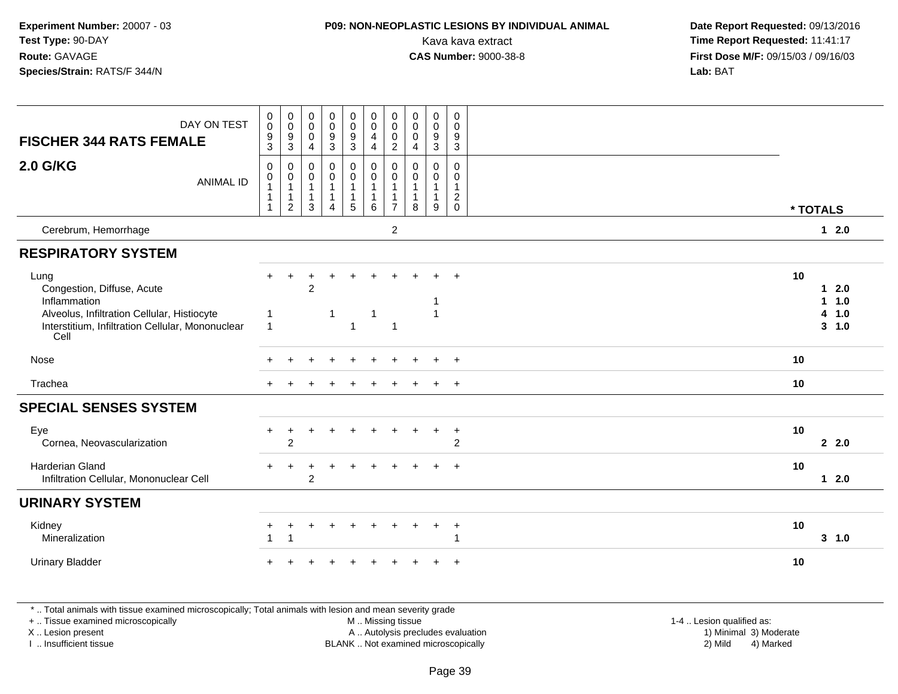**Experiment Number:** 20007 - 03
**Test Type:** 90-DAY
**Route:** GAVAGE
**Species/Strain:** RATS/F 344/N

**P09: NON-NEOPLASTIC LESIONS BY INDIVIDUAL ANIMAL**
Kava kava extract
**CAS Number:** 9000-38-8

**Date Report Requested:** 09/13/2016
**Time Report Requested:** 11:41:17
**First Dose M/F:** 09/15/03 / 09/16/03
**Lab:** BAT

| FISCHER 344 RATS FEMALE — DAY ON TEST | 0093 | 0093 | 0004 | 0093 | 0093 | 0044 | 0002 | 0004 | 0093 | 0093 | |
|---|---|---|---|---|---|---|---|---|---|---|---|
| **2.0 G/KG** — ANIMAL ID | 00111 | 00112 | 00113 | 00114 | 00115 | 00116 | 00117 | 00118 | 00119 | 00120 | * TOTALS |
| Cerebrum, Hemorrhage | | | | | | | 2 | | | | 1 2.0 |
| **RESPIRATORY SYSTEM** | | | | | | | | | | | |
| Lung | + | + | + | + | + | + | + | + | + | + | 10 |
| Congestion, Diffuse, Acute | | | 2 | | | | | | | | 1 2.0 |
| Inflammation | | | | | | | | | 1 | | 1 1.0 |
| Alveolus, Infiltration Cellular, Histiocyte | 1 | | | 1 | | 1 | | | 1 | | 4 1.0 |
| Interstitium, Infiltration Cellular, Mononuclear Cell | 1 | | | | 1 | | 1 | | | | 3 1.0 |
| Nose | + | + | + | + | + | + | + | + | + | + | 10 |
| Trachea | + | + | + | + | + | + | + | + | + | + | 10 |
| **SPECIAL SENSES SYSTEM** | | | | | | | | | | | |
| Eye | + | + | + | + | + | + | + | + | + | + | 10 |
| Cornea, Neovascularization | | 2 | | | | | | | | 2 | 2 2.0 |
| Harderian Gland | + | + | + | + | + | + | + | + | + | + | 10 |
| Infiltration Cellular, Mononuclear Cell | | | 2 | | | | | | | | 1 2.0 |
| **URINARY SYSTEM** | | | | | | | | | | | |
| Kidney | + | + | + | + | + | + | + | + | + | + | 10 |
| Mineralization | 1 | 1 | | | | | | | | 1 | 3 1.0 |
| Urinary Bladder | + | + | + | + | + | + | + | + | + | + | 10 |

* .. Total animals with tissue examined microscopically; Total animals with lesion and mean severity grade
+ .. Tissue examined microscopically
X .. Lesion present
I .. Insufficient tissue

M .. Missing tissue
A .. Autolysis precludes evaluation
BLANK .. Not examined microscopically

1-4 .. Lesion qualified as:
1) Minimal 3) Moderate
2) Mild 4) Marked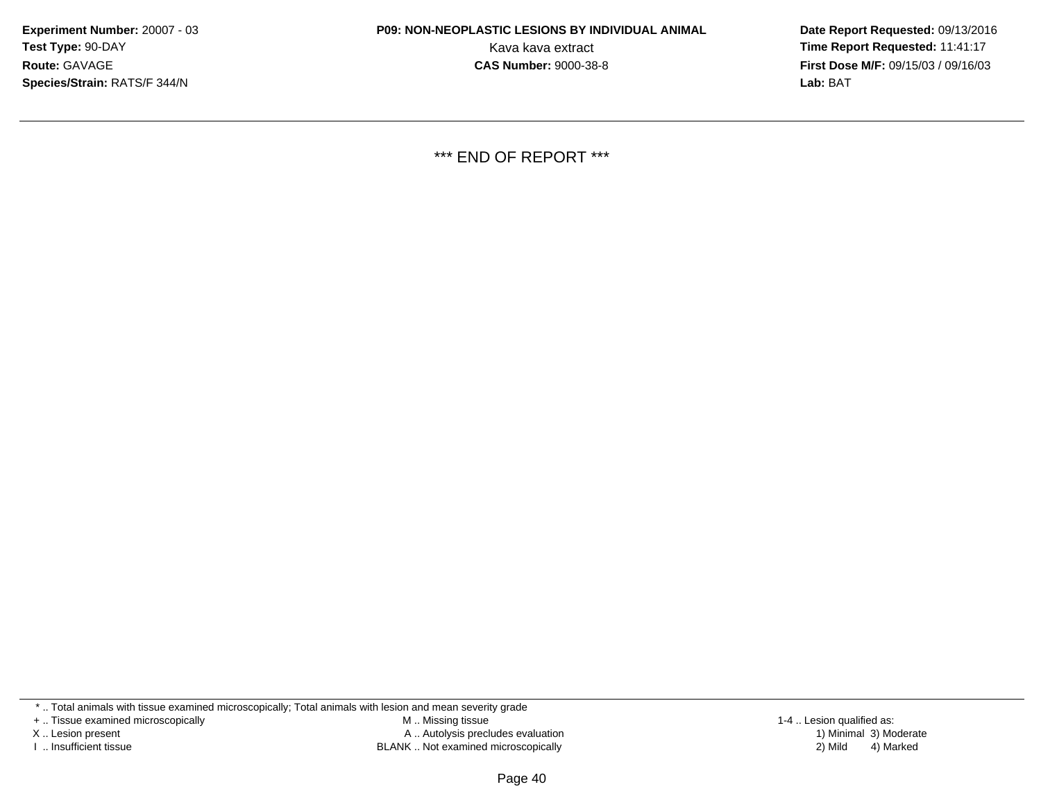**Experiment Number:** 20007 - 03
**Test Type:** 90-DAY
**Route:** GAVAGE
**Species/Strain:** RATS/F 344/N

**P09: NON-NEOPLASTIC LESIONS BY INDIVIDUAL ANIMAL**
Kava kava extract
**CAS Number:** 9000-38-8

**Date Report Requested:** 09/13/2016
**Time Report Requested:** 11:41:17
**First Dose M/F:** 09/15/03 / 09/16/03
**Lab:** BAT

*** END OF REPORT ***

* .. Total animals with tissue examined microscopically; Total animals with lesion and mean severity grade
+ .. Tissue examined microscopically
X .. Lesion present
I .. Insufficient tissue
M .. Missing tissue
A .. Autolysis precludes evaluation
BLANK .. Not examined microscopically
1-4 .. Lesion qualified as:
1) Minimal 3) Moderate
2) Mild 4) Marked